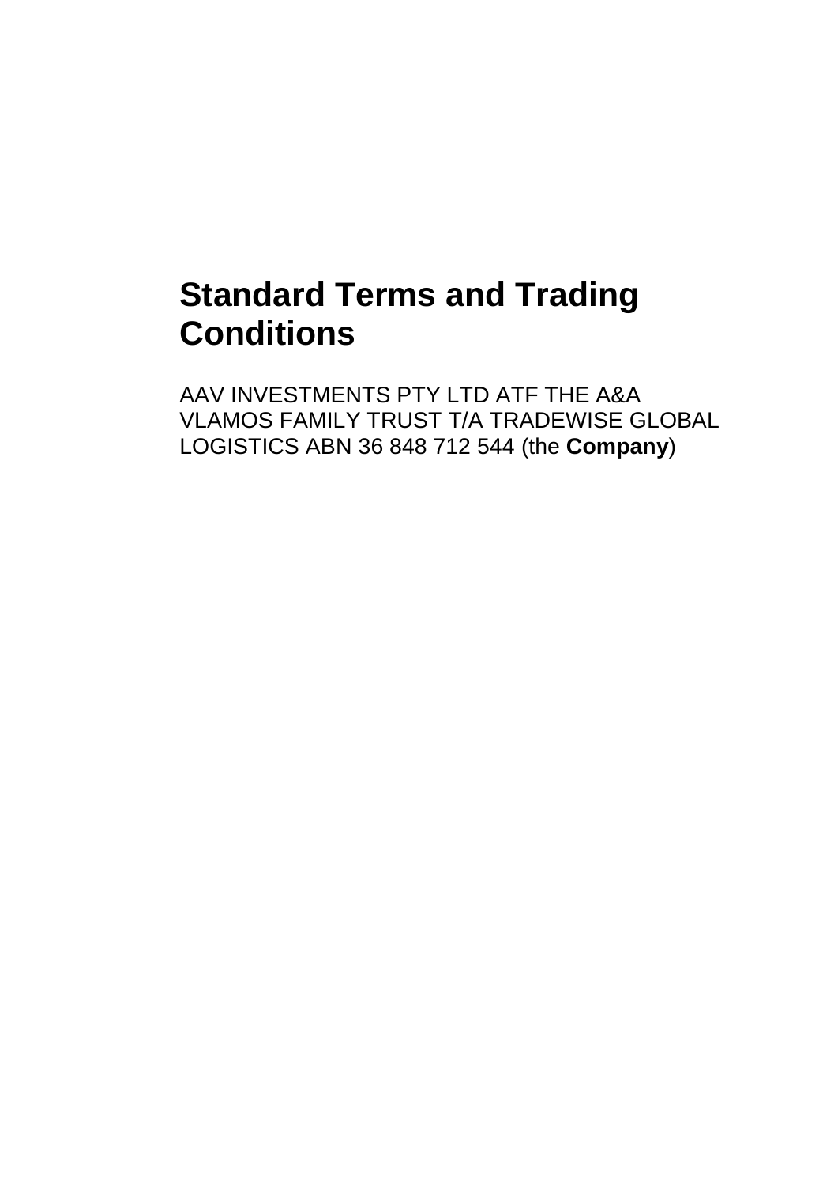# Standard Terms and Trading Conditions

---

AAV INVESTMENTS PTY LTD ATF THE A&A VLAMOS FAMILY TRUST T/A TRADEWISE GLOBAL LOGISTICS ABN 36 848 712 544 (the **Company**)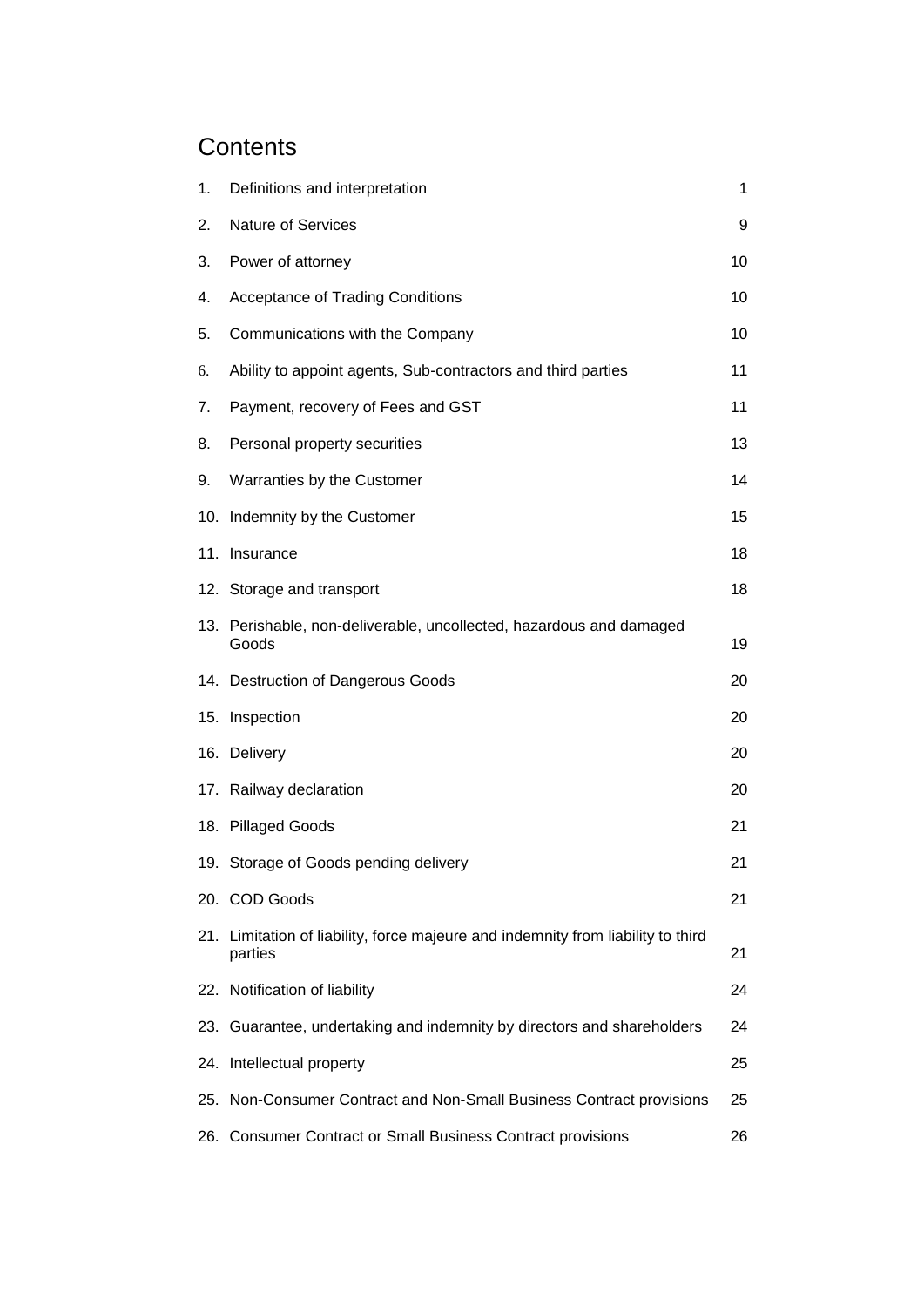# Contents

| | | |
|---|---|---|
| 1. | Definitions and interpretation | 1 |
| 2. | Nature of Services | 9 |
| 3. | Power of attorney | 10 |
| 4. | Acceptance of Trading Conditions | 10 |
| 5. | Communications with the Company | 10 |
| 6. | Ability to appoint agents, Sub-contractors and third parties | 11 |
| 7. | Payment, recovery of Fees and GST | 11 |
| 8. | Personal property securities | 13 |
| 9. | Warranties by the Customer | 14 |
| 10. | Indemnity by the Customer | 15 |
| 11. | Insurance | 18 |
| 12. | Storage and transport | 18 |
| 13. | Perishable, non-deliverable, uncollected, hazardous and damaged Goods | 19 |
| 14. | Destruction of Dangerous Goods | 20 |
| 15. | Inspection | 20 |
| 16. | Delivery | 20 |
| 17. | Railway declaration | 20 |
| 18. | Pillaged Goods | 21 |
| 19. | Storage of Goods pending delivery | 21 |
| 20. | COD Goods | 21 |
| 21. | Limitation of liability, force majeure and indemnity from liability to third parties | 21 |
| 22. | Notification of liability | 24 |
| 23. | Guarantee, undertaking and indemnity by directors and shareholders | 24 |
| 24. | Intellectual property | 25 |
| 25. | Non-Consumer Contract and Non-Small Business Contract provisions | 25 |
| 26. | Consumer Contract or Small Business Contract provisions | 26 |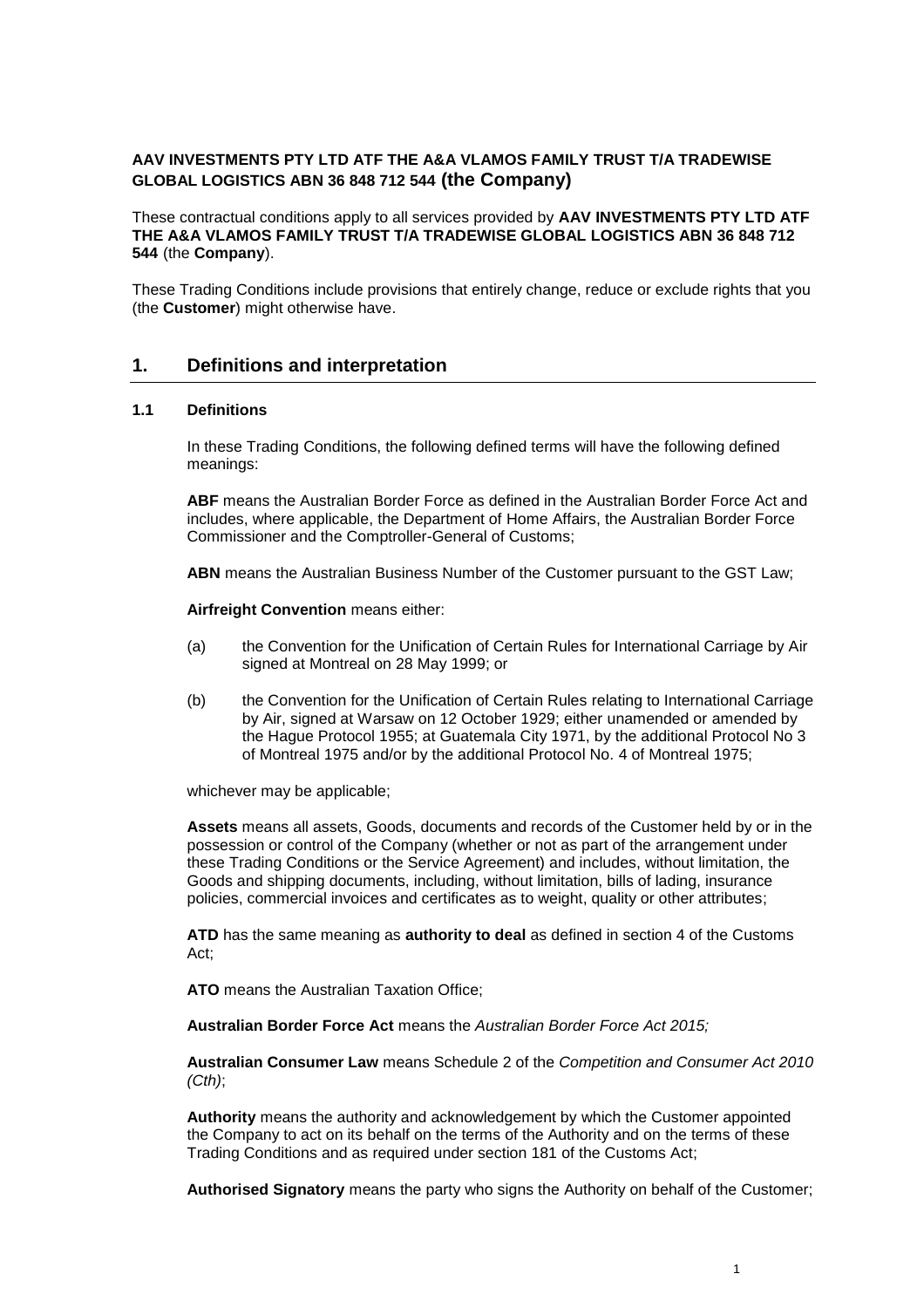**AAV INVESTMENTS PTY LTD ATF THE A&A VLAMOS FAMILY TRUST T/A TRADEWISE GLOBAL LOGISTICS ABN 36 848 712 544 (the Company)**

These contractual conditions apply to all services provided by **AAV INVESTMENTS PTY LTD ATF THE A&A VLAMOS FAMILY TRUST T/A TRADEWISE GLOBAL LOGISTICS ABN 36 848 712 544** (the **Company**).

These Trading Conditions include provisions that entirely change, reduce or exclude rights that you (the **Customer**) might otherwise have.

## 1. Definitions and interpretation

### 1.1 Definitions

In these Trading Conditions, the following defined terms will have the following defined meanings:

**ABF** means the Australian Border Force as defined in the Australian Border Force Act and includes, where applicable, the Department of Home Affairs, the Australian Border Force Commissioner and the Comptroller-General of Customs;

**ABN** means the Australian Business Number of the Customer pursuant to the GST Law;

**Airfreight Convention** means either:

(a) the Convention for the Unification of Certain Rules for International Carriage by Air signed at Montreal on 28 May 1999; or

(b) the Convention for the Unification of Certain Rules relating to International Carriage by Air, signed at Warsaw on 12 October 1929; either unamended or amended by the Hague Protocol 1955; at Guatemala City 1971, by the additional Protocol No 3 of Montreal 1975 and/or by the additional Protocol No. 4 of Montreal 1975;

whichever may be applicable;

**Assets** means all assets, Goods, documents and records of the Customer held by or in the possession or control of the Company (whether or not as part of the arrangement under these Trading Conditions or the Service Agreement) and includes, without limitation, the Goods and shipping documents, including, without limitation, bills of lading, insurance policies, commercial invoices and certificates as to weight, quality or other attributes;

**ATD** has the same meaning as **authority to deal** as defined in section 4 of the Customs Act;

**ATO** means the Australian Taxation Office;

**Australian Border Force Act** means the *Australian Border Force Act 2015;*

**Australian Consumer Law** means Schedule 2 of the *Competition and Consumer Act 2010 (Cth)*;

**Authority** means the authority and acknowledgement by which the Customer appointed the Company to act on its behalf on the terms of the Authority and on the terms of these Trading Conditions and as required under section 181 of the Customs Act;

**Authorised Signatory** means the party who signs the Authority on behalf of the Customer;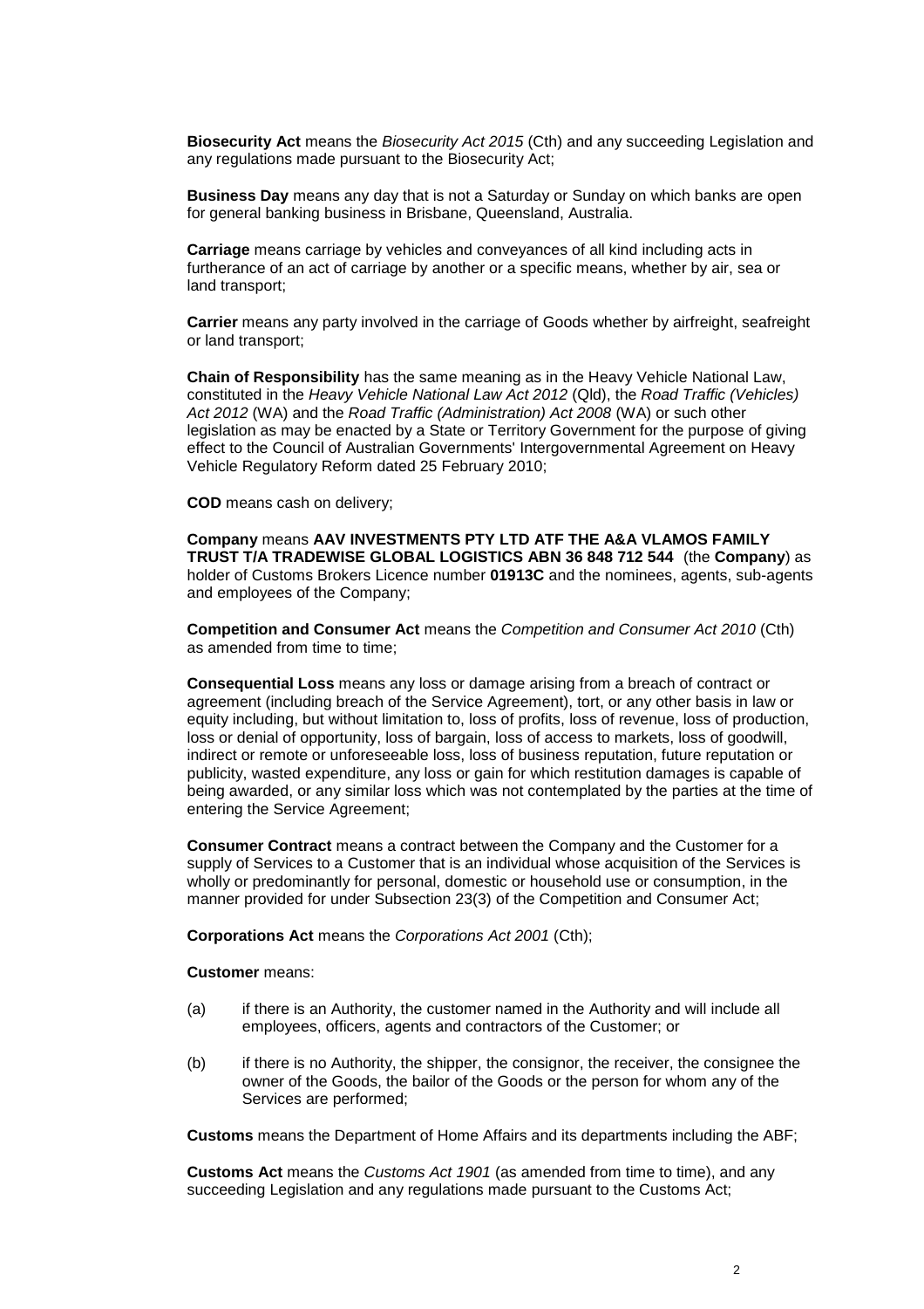**Biosecurity Act** means the *Biosecurity Act 2015* (Cth) and any succeeding Legislation and any regulations made pursuant to the Biosecurity Act;

**Business Day** means any day that is not a Saturday or Sunday on which banks are open for general banking business in Brisbane, Queensland, Australia.

**Carriage** means carriage by vehicles and conveyances of all kind including acts in furtherance of an act of carriage by another or a specific means, whether by air, sea or land transport;

**Carrier** means any party involved in the carriage of Goods whether by airfreight, seafreight or land transport;

**Chain of Responsibility** has the same meaning as in the Heavy Vehicle National Law, constituted in the *Heavy Vehicle National Law Act 2012* (Qld), the *Road Traffic (Vehicles) Act 2012* (WA) and the *Road Traffic (Administration) Act 2008* (WA) or such other legislation as may be enacted by a State or Territory Government for the purpose of giving effect to the Council of Australian Governments' Intergovernmental Agreement on Heavy Vehicle Regulatory Reform dated 25 February 2010;

**COD** means cash on delivery;

**Company** means **AAV INVESTMENTS PTY LTD ATF THE A&A VLAMOS FAMILY TRUST T/A TRADEWISE GLOBAL LOGISTICS ABN 36 848 712 544** (the **Company**) as holder of Customs Brokers Licence number **01913C** and the nominees, agents, sub-agents and employees of the Company;

**Competition and Consumer Act** means the *Competition and Consumer Act 2010* (Cth) as amended from time to time;

**Consequential Loss** means any loss or damage arising from a breach of contract or agreement (including breach of the Service Agreement), tort, or any other basis in law or equity including, but without limitation to, loss of profits, loss of revenue, loss of production, loss or denial of opportunity, loss of bargain, loss of access to markets, loss of goodwill, indirect or remote or unforeseeable loss, loss of business reputation, future reputation or publicity, wasted expenditure, any loss or gain for which restitution damages is capable of being awarded, or any similar loss which was not contemplated by the parties at the time of entering the Service Agreement;

**Consumer Contract** means a contract between the Company and the Customer for a supply of Services to a Customer that is an individual whose acquisition of the Services is wholly or predominantly for personal, domestic or household use or consumption, in the manner provided for under Subsection 23(3) of the Competition and Consumer Act;

**Corporations Act** means the *Corporations Act 2001* (Cth);

**Customer** means:

(a) if there is an Authority, the customer named in the Authority and will include all employees, officers, agents and contractors of the Customer; or

(b) if there is no Authority, the shipper, the consignor, the receiver, the consignee the owner of the Goods, the bailor of the Goods or the person for whom any of the Services are performed;

**Customs** means the Department of Home Affairs and its departments including the ABF;

**Customs Act** means the *Customs Act 1901* (as amended from time to time), and any succeeding Legislation and any regulations made pursuant to the Customs Act;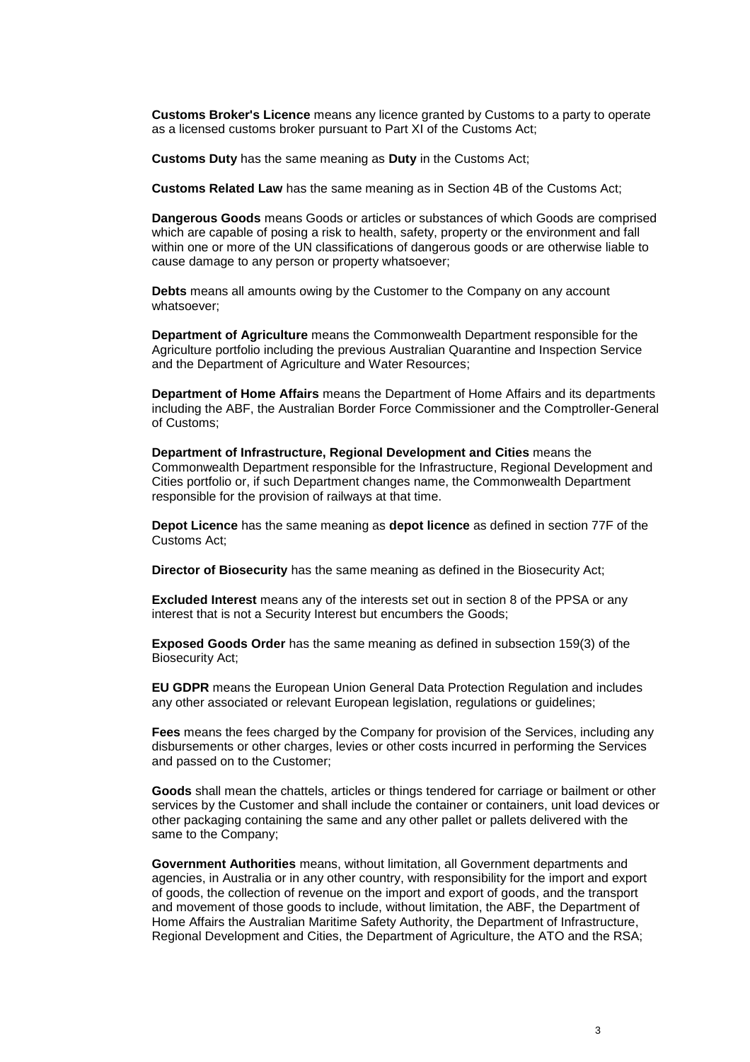**Customs Broker's Licence** means any licence granted by Customs to a party to operate as a licensed customs broker pursuant to Part XI of the Customs Act;

**Customs Duty** has the same meaning as **Duty** in the Customs Act;

**Customs Related Law** has the same meaning as in Section 4B of the Customs Act;

**Dangerous Goods** means Goods or articles or substances of which Goods are comprised which are capable of posing a risk to health, safety, property or the environment and fall within one or more of the UN classifications of dangerous goods or are otherwise liable to cause damage to any person or property whatsoever;

**Debts** means all amounts owing by the Customer to the Company on any account whatsoever;

**Department of Agriculture** means the Commonwealth Department responsible for the Agriculture portfolio including the previous Australian Quarantine and Inspection Service and the Department of Agriculture and Water Resources;

**Department of Home Affairs** means the Department of Home Affairs and its departments including the ABF, the Australian Border Force Commissioner and the Comptroller-General of Customs;

**Department of Infrastructure, Regional Development and Cities** means the Commonwealth Department responsible for the Infrastructure, Regional Development and Cities portfolio or, if such Department changes name, the Commonwealth Department responsible for the provision of railways at that time.

**Depot Licence** has the same meaning as **depot licence** as defined in section 77F of the Customs Act;

**Director of Biosecurity** has the same meaning as defined in the Biosecurity Act;

**Excluded Interest** means any of the interests set out in section 8 of the PPSA or any interest that is not a Security Interest but encumbers the Goods;

**Exposed Goods Order** has the same meaning as defined in subsection 159(3) of the Biosecurity Act;

**EU GDPR** means the European Union General Data Protection Regulation and includes any other associated or relevant European legislation, regulations or guidelines;

**Fees** means the fees charged by the Company for provision of the Services, including any disbursements or other charges, levies or other costs incurred in performing the Services and passed on to the Customer;

**Goods** shall mean the chattels, articles or things tendered for carriage or bailment or other services by the Customer and shall include the container or containers, unit load devices or other packaging containing the same and any other pallet or pallets delivered with the same to the Company;

**Government Authorities** means, without limitation, all Government departments and agencies, in Australia or in any other country, with responsibility for the import and export of goods, the collection of revenue on the import and export of goods, and the transport and movement of those goods to include, without limitation, the ABF, the Department of Home Affairs the Australian Maritime Safety Authority, the Department of Infrastructure, Regional Development and Cities, the Department of Agriculture, the ATO and the RSA;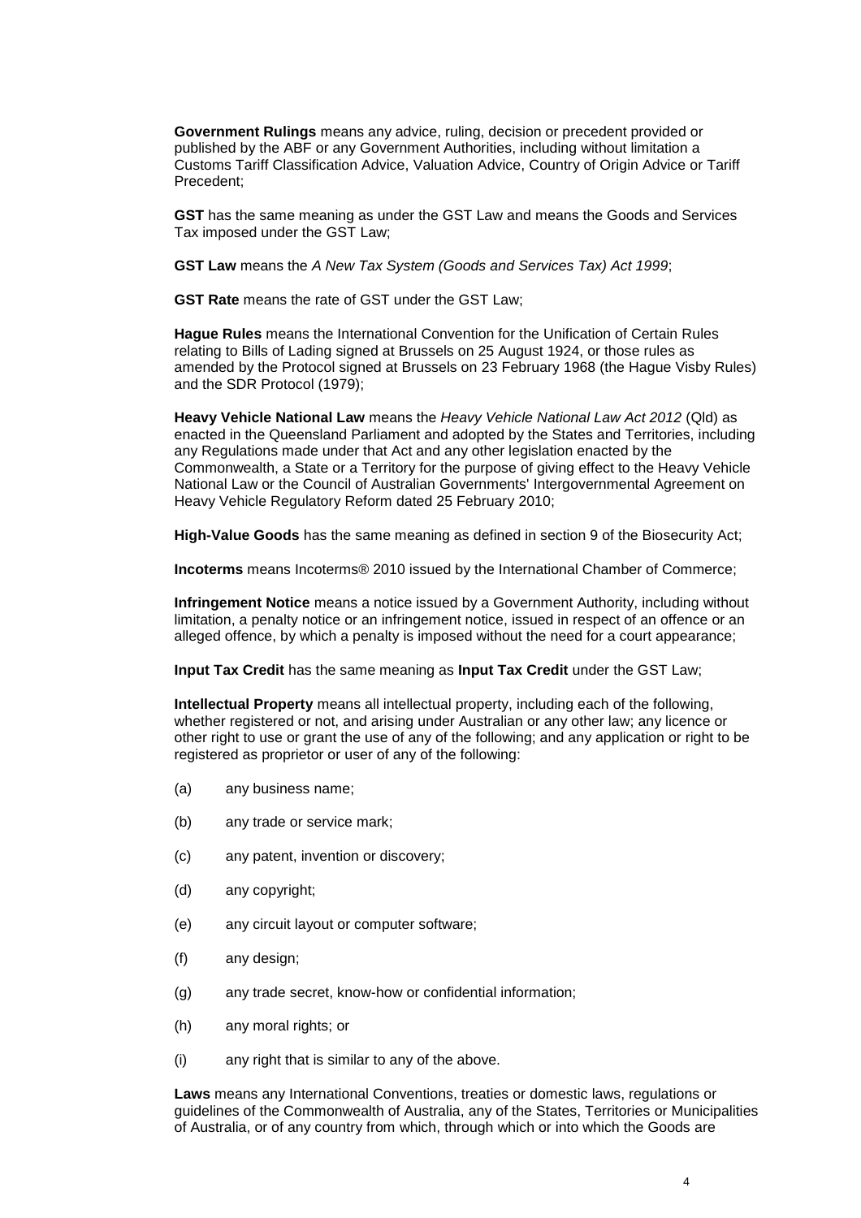**Government Rulings** means any advice, ruling, decision or precedent provided or published by the ABF or any Government Authorities, including without limitation a Customs Tariff Classification Advice, Valuation Advice, Country of Origin Advice or Tariff Precedent;

**GST** has the same meaning as under the GST Law and means the Goods and Services Tax imposed under the GST Law;

**GST Law** means the *A New Tax System (Goods and Services Tax) Act 1999*;

**GST Rate** means the rate of GST under the GST Law;

**Hague Rules** means the International Convention for the Unification of Certain Rules relating to Bills of Lading signed at Brussels on 25 August 1924, or those rules as amended by the Protocol signed at Brussels on 23 February 1968 (the Hague Visby Rules) and the SDR Protocol (1979);

**Heavy Vehicle National Law** means the *Heavy Vehicle National Law Act 2012* (Qld) as enacted in the Queensland Parliament and adopted by the States and Territories, including any Regulations made under that Act and any other legislation enacted by the Commonwealth, a State or a Territory for the purpose of giving effect to the Heavy Vehicle National Law or the Council of Australian Governments' Intergovernmental Agreement on Heavy Vehicle Regulatory Reform dated 25 February 2010;

**High-Value Goods** has the same meaning as defined in section 9 of the Biosecurity Act;

**Incoterms** means Incoterms® 2010 issued by the International Chamber of Commerce;

**Infringement Notice** means a notice issued by a Government Authority, including without limitation, a penalty notice or an infringement notice, issued in respect of an offence or an alleged offence, by which a penalty is imposed without the need for a court appearance;

**Input Tax Credit** has the same meaning as **Input Tax Credit** under the GST Law;

**Intellectual Property** means all intellectual property, including each of the following, whether registered or not, and arising under Australian or any other law; any licence or other right to use or grant the use of any of the following; and any application or right to be registered as proprietor or user of any of the following:

(a) any business name;

(b) any trade or service mark;

(c) any patent, invention or discovery;

(d) any copyright;

(e) any circuit layout or computer software;

(f) any design;

(g) any trade secret, know-how or confidential information;

(h) any moral rights; or

(i) any right that is similar to any of the above.

**Laws** means any International Conventions, treaties or domestic laws, regulations or guidelines of the Commonwealth of Australia, any of the States, Territories or Municipalities of Australia, or of any country from which, through which or into which the Goods are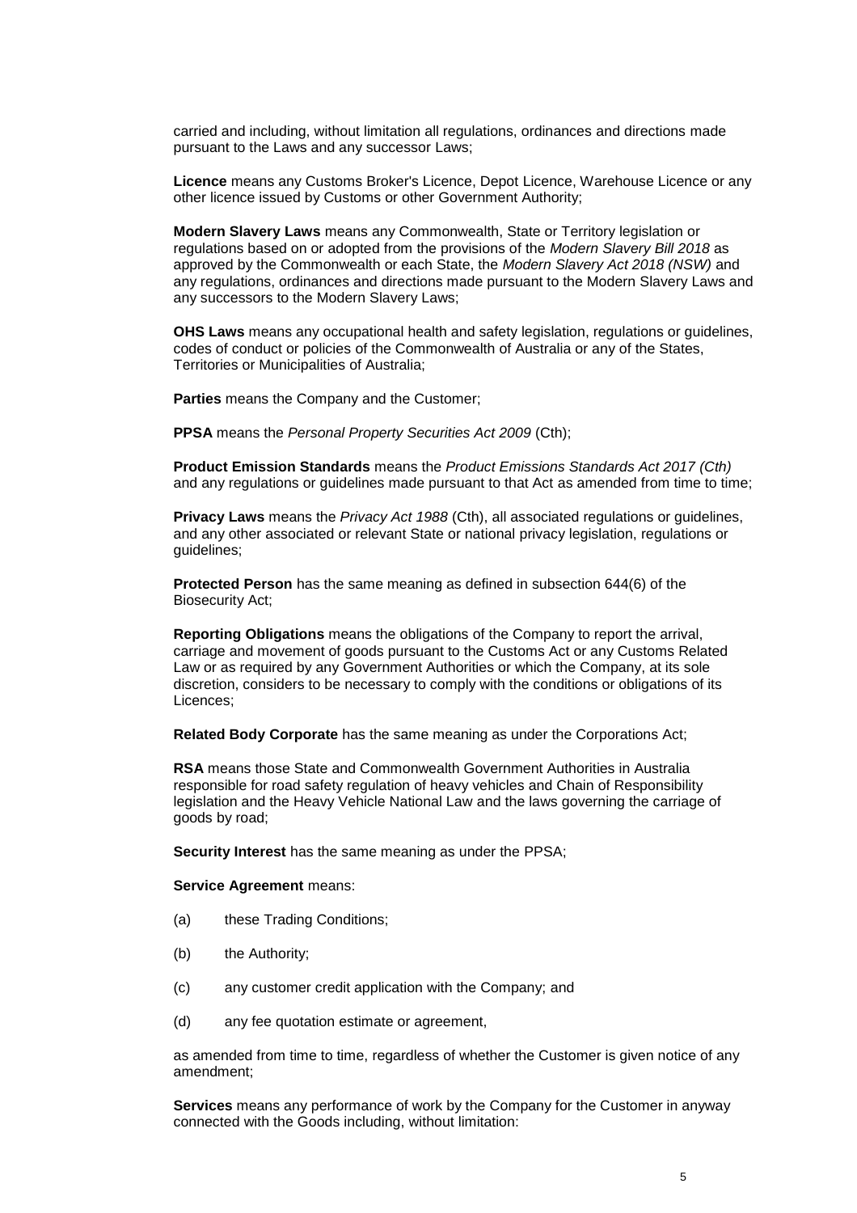carried and including, without limitation all regulations, ordinances and directions made pursuant to the Laws and any successor Laws;

**Licence** means any Customs Broker's Licence, Depot Licence, Warehouse Licence or any other licence issued by Customs or other Government Authority;

**Modern Slavery Laws** means any Commonwealth, State or Territory legislation or regulations based on or adopted from the provisions of the *Modern Slavery Bill 2018* as approved by the Commonwealth or each State, the *Modern Slavery Act 2018 (NSW)* and any regulations, ordinances and directions made pursuant to the Modern Slavery Laws and any successors to the Modern Slavery Laws;

**OHS Laws** means any occupational health and safety legislation, regulations or guidelines, codes of conduct or policies of the Commonwealth of Australia or any of the States, Territories or Municipalities of Australia;

**Parties** means the Company and the Customer;

**PPSA** means the *Personal Property Securities Act 2009* (Cth);

**Product Emission Standards** means the *Product Emissions Standards Act 2017 (Cth)* and any regulations or guidelines made pursuant to that Act as amended from time to time;

**Privacy Laws** means the *Privacy Act 1988* (Cth), all associated regulations or guidelines, and any other associated or relevant State or national privacy legislation, regulations or guidelines;

**Protected Person** has the same meaning as defined in subsection 644(6) of the Biosecurity Act;

**Reporting Obligations** means the obligations of the Company to report the arrival, carriage and movement of goods pursuant to the Customs Act or any Customs Related Law or as required by any Government Authorities or which the Company, at its sole discretion, considers to be necessary to comply with the conditions or obligations of its Licences;

**Related Body Corporate** has the same meaning as under the Corporations Act;

**RSA** means those State and Commonwealth Government Authorities in Australia responsible for road safety regulation of heavy vehicles and Chain of Responsibility legislation and the Heavy Vehicle National Law and the laws governing the carriage of goods by road;

**Security Interest** has the same meaning as under the PPSA;

**Service Agreement** means:

(a) these Trading Conditions;

(b) the Authority;

(c) any customer credit application with the Company; and

(d) any fee quotation estimate or agreement,

as amended from time to time, regardless of whether the Customer is given notice of any amendment;

**Services** means any performance of work by the Company for the Customer in anyway connected with the Goods including, without limitation: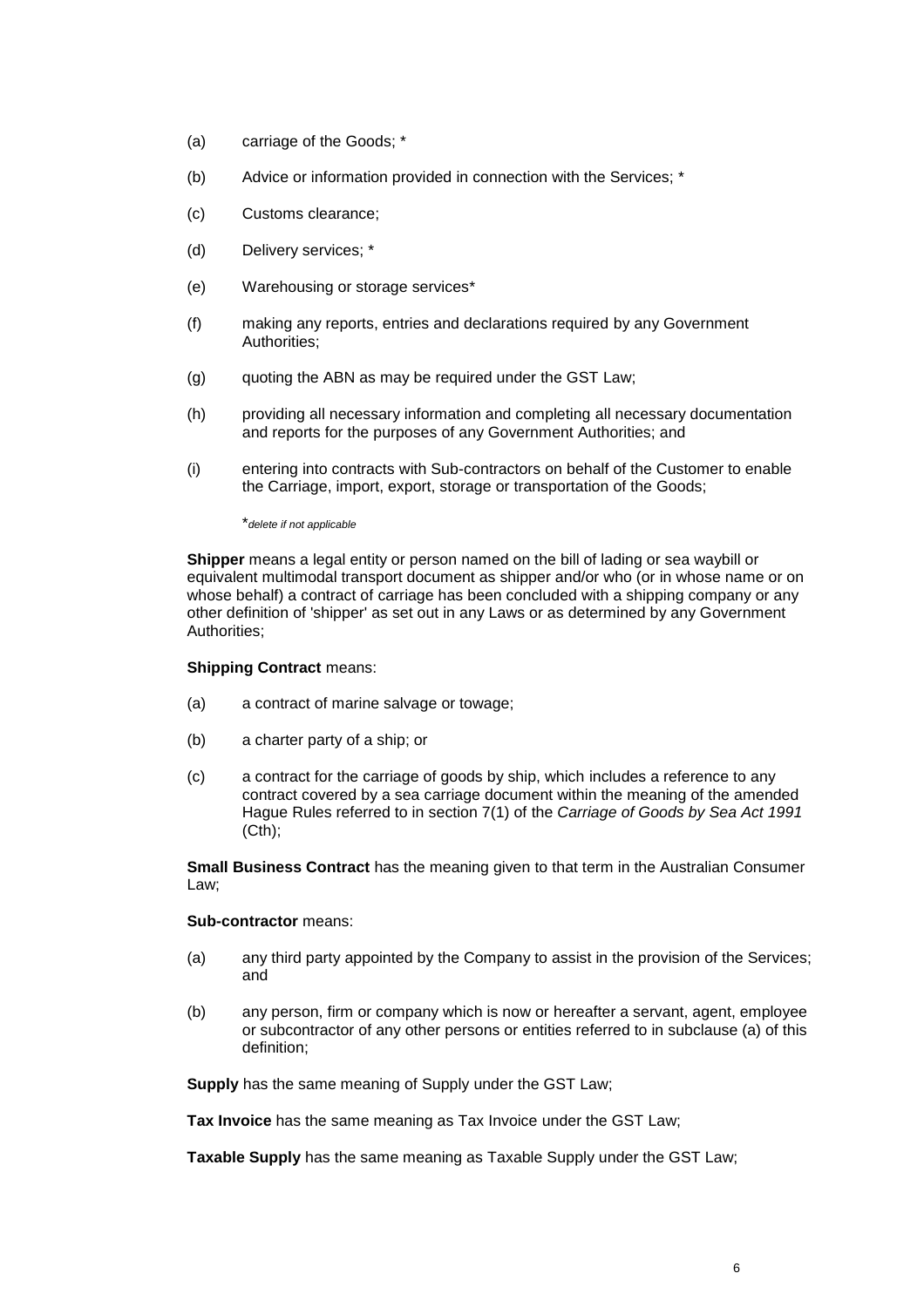(a) carriage of the Goods; *

(b) Advice or information provided in connection with the Services; *

(c) Customs clearance;

(d) Delivery services; *

(e) Warehousing or storage services*

(f) making any reports, entries and declarations required by any Government Authorities;

(g) quoting the ABN as may be required under the GST Law;

(h) providing all necessary information and completing all necessary documentation and reports for the purposes of any Government Authorities; and

(i) entering into contracts with Sub-contractors on behalf of the Customer to enable the Carriage, import, export, storage or transportation of the Goods;

*delete if not applicable*

**Shipper** means a legal entity or person named on the bill of lading or sea waybill or equivalent multimodal transport document as shipper and/or who (or in whose name or on whose behalf) a contract of carriage has been concluded with a shipping company or any other definition of 'shipper' as set out in any Laws or as determined by any Government Authorities;

**Shipping Contract** means:

(a) a contract of marine salvage or towage;

(b) a charter party of a ship; or

(c) a contract for the carriage of goods by ship, which includes a reference to any contract covered by a sea carriage document within the meaning of the amended Hague Rules referred to in section 7(1) of the *Carriage of Goods by Sea Act 1991* (Cth);

**Small Business Contract** has the meaning given to that term in the Australian Consumer Law;

**Sub-contractor** means:

(a) any third party appointed by the Company to assist in the provision of the Services; and

(b) any person, firm or company which is now or hereafter a servant, agent, employee or subcontractor of any other persons or entities referred to in subclause (a) of this definition;

**Supply** has the same meaning of Supply under the GST Law;

**Tax Invoice** has the same meaning as Tax Invoice under the GST Law;

**Taxable Supply** has the same meaning as Taxable Supply under the GST Law;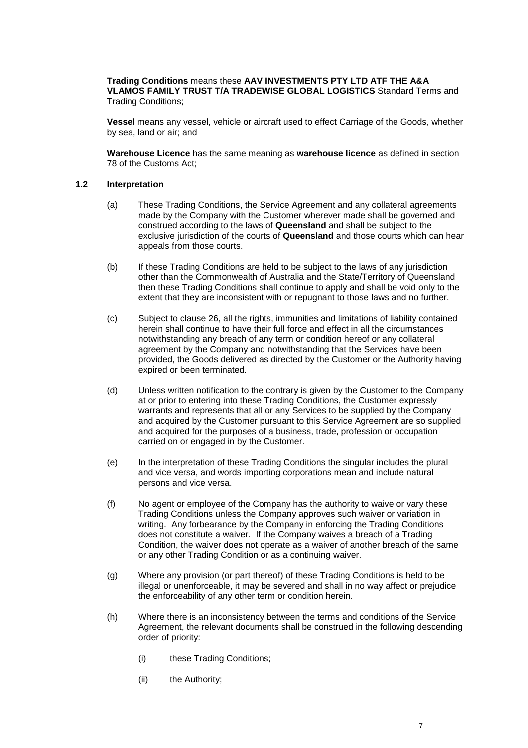**Trading Conditions** means these **AAV INVESTMENTS PTY LTD ATF THE A&A VLAMOS FAMILY TRUST T/A TRADEWISE GLOBAL LOGISTICS** Standard Terms and Trading Conditions;

**Vessel** means any vessel, vehicle or aircraft used to effect Carriage of the Goods, whether by sea, land or air; and

**Warehouse Licence** has the same meaning as **warehouse licence** as defined in section 78 of the Customs Act;

### 1.2 Interpretation

(a) These Trading Conditions, the Service Agreement and any collateral agreements made by the Company with the Customer wherever made shall be governed and construed according to the laws of **Queensland** and shall be subject to the exclusive jurisdiction of the courts of **Queensland** and those courts which can hear appeals from those courts.

(b) If these Trading Conditions are held to be subject to the laws of any jurisdiction other than the Commonwealth of Australia and the State/Territory of Queensland then these Trading Conditions shall continue to apply and shall be void only to the extent that they are inconsistent with or repugnant to those laws and no further.

(c) Subject to clause 26, all the rights, immunities and limitations of liability contained herein shall continue to have their full force and effect in all the circumstances notwithstanding any breach of any term or condition hereof or any collateral agreement by the Company and notwithstanding that the Services have been provided, the Goods delivered as directed by the Customer or the Authority having expired or been terminated.

(d) Unless written notification to the contrary is given by the Customer to the Company at or prior to entering into these Trading Conditions, the Customer expressly warrants and represents that all or any Services to be supplied by the Company and acquired by the Customer pursuant to this Service Agreement are so supplied and acquired for the purposes of a business, trade, profession or occupation carried on or engaged in by the Customer.

(e) In the interpretation of these Trading Conditions the singular includes the plural and vice versa, and words importing corporations mean and include natural persons and vice versa.

(f) No agent or employee of the Company has the authority to waive or vary these Trading Conditions unless the Company approves such waiver or variation in writing. Any forbearance by the Company in enforcing the Trading Conditions does not constitute a waiver. If the Company waives a breach of a Trading Condition, the waiver does not operate as a waiver of another breach of the same or any other Trading Condition or as a continuing waiver.

(g) Where any provision (or part thereof) of these Trading Conditions is held to be illegal or unenforceable, it may be severed and shall in no way affect or prejudice the enforceability of any other term or condition herein.

(h) Where there is an inconsistency between the terms and conditions of the Service Agreement, the relevant documents shall be construed in the following descending order of priority:

(i) these Trading Conditions;

(ii) the Authority;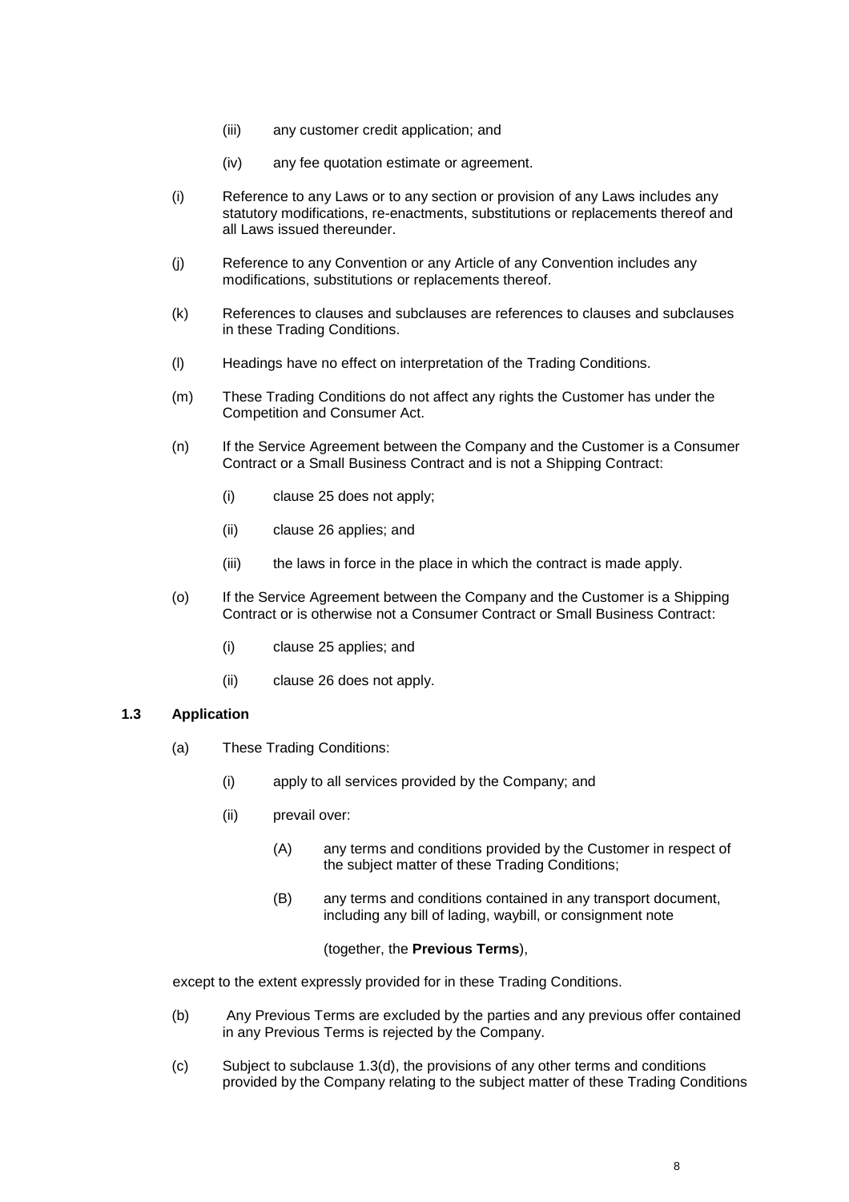(iii) any customer credit application; and

(iv) any fee quotation estimate or agreement.

(i) Reference to any Laws or to any section or provision of any Laws includes any statutory modifications, re-enactments, substitutions or replacements thereof and all Laws issued thereunder.

(j) Reference to any Convention or any Article of any Convention includes any modifications, substitutions or replacements thereof.

(k) References to clauses and subclauses are references to clauses and subclauses in these Trading Conditions.

(l) Headings have no effect on interpretation of the Trading Conditions.

(m) These Trading Conditions do not affect any rights the Customer has under the Competition and Consumer Act.

(n) If the Service Agreement between the Company and the Customer is a Consumer Contract or a Small Business Contract and is not a Shipping Contract:

(i) clause 25 does not apply;

(ii) clause 26 applies; and

(iii) the laws in force in the place in which the contract is made apply.

(o) If the Service Agreement between the Company and the Customer is a Shipping Contract or is otherwise not a Consumer Contract or Small Business Contract:

(i) clause 25 applies; and

(ii) clause 26 does not apply.

### 1.3 Application

(a) These Trading Conditions:

(i) apply to all services provided by the Company; and

(ii) prevail over:

(A) any terms and conditions provided by the Customer in respect of the subject matter of these Trading Conditions;

(B) any terms and conditions contained in any transport document, including any bill of lading, waybill, or consignment note

(together, the **Previous Terms**),

except to the extent expressly provided for in these Trading Conditions.

(b) Any Previous Terms are excluded by the parties and any previous offer contained in any Previous Terms is rejected by the Company.

(c) Subject to subclause 1.3(d), the provisions of any other terms and conditions provided by the Company relating to the subject matter of these Trading Conditions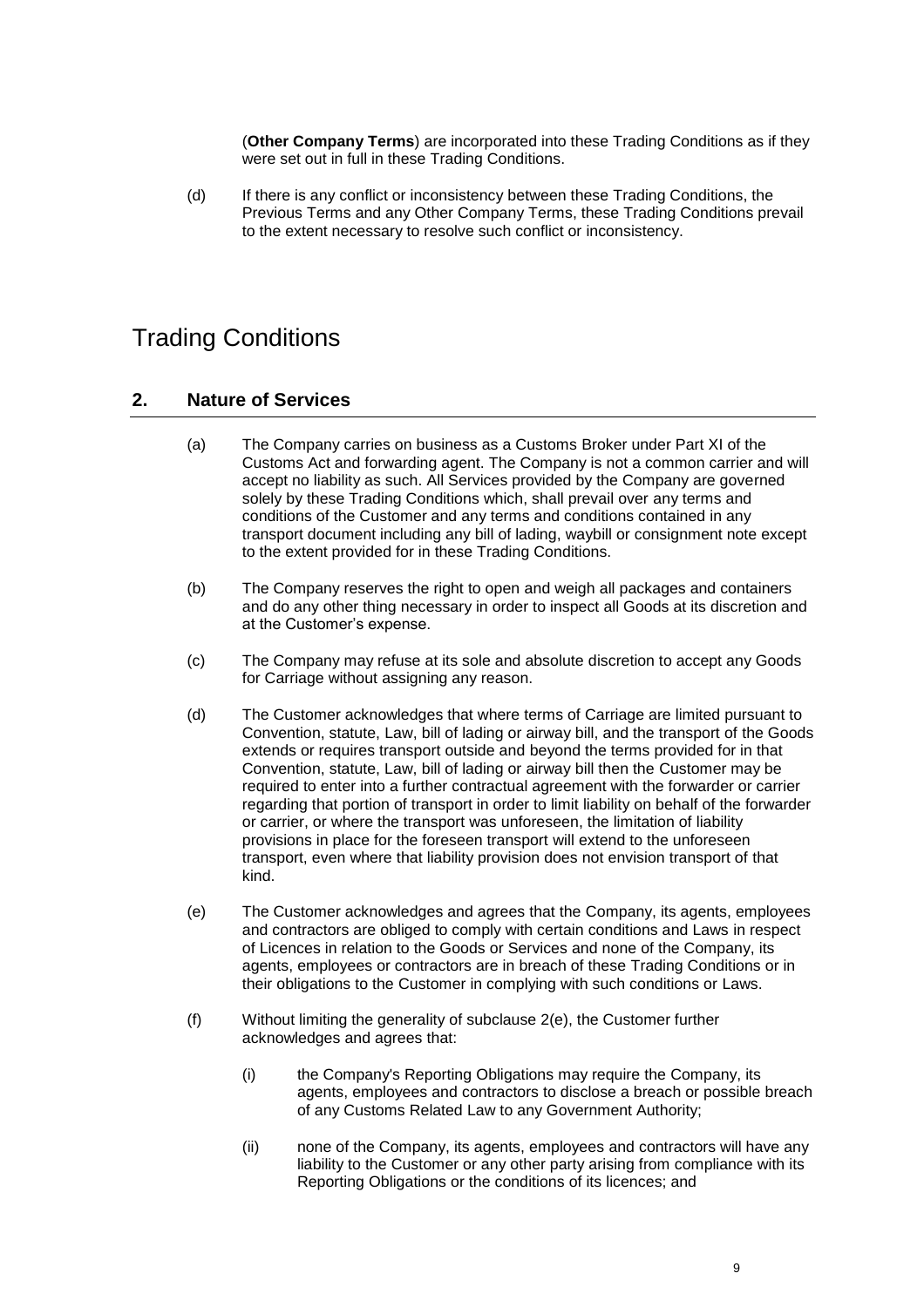(**Other Company Terms**) are incorporated into these Trading Conditions as if they were set out in full in these Trading Conditions.

(d) If there is any conflict or inconsistency between these Trading Conditions, the Previous Terms and any Other Company Terms, these Trading Conditions prevail to the extent necessary to resolve such conflict or inconsistency.

# Trading Conditions

## 2. Nature of Services

(a) The Company carries on business as a Customs Broker under Part XI of the Customs Act and forwarding agent. The Company is not a common carrier and will accept no liability as such. All Services provided by the Company are governed solely by these Trading Conditions which, shall prevail over any terms and conditions of the Customer and any terms and conditions contained in any transport document including any bill of lading, waybill or consignment note except to the extent provided for in these Trading Conditions.

(b) The Company reserves the right to open and weigh all packages and containers and do any other thing necessary in order to inspect all Goods at its discretion and at the Customer's expense.

(c) The Company may refuse at its sole and absolute discretion to accept any Goods for Carriage without assigning any reason.

(d) The Customer acknowledges that where terms of Carriage are limited pursuant to Convention, statute, Law, bill of lading or airway bill, and the transport of the Goods extends or requires transport outside and beyond the terms provided for in that Convention, statute, Law, bill of lading or airway bill then the Customer may be required to enter into a further contractual agreement with the forwarder or carrier regarding that portion of transport in order to limit liability on behalf of the forwarder or carrier, or where the transport was unforeseen, the limitation of liability provisions in place for the foreseen transport will extend to the unforeseen transport, even where that liability provision does not envision transport of that kind.

(e) The Customer acknowledges and agrees that the Company, its agents, employees and contractors are obliged to comply with certain conditions and Laws in respect of Licences in relation to the Goods or Services and none of the Company, its agents, employees or contractors are in breach of these Trading Conditions or in their obligations to the Customer in complying with such conditions or Laws.

(f) Without limiting the generality of subclause 2(e), the Customer further acknowledges and agrees that:

(i) the Company's Reporting Obligations may require the Company, its agents, employees and contractors to disclose a breach or possible breach of any Customs Related Law to any Government Authority;

(ii) none of the Company, its agents, employees and contractors will have any liability to the Customer or any other party arising from compliance with its Reporting Obligations or the conditions of its licences; and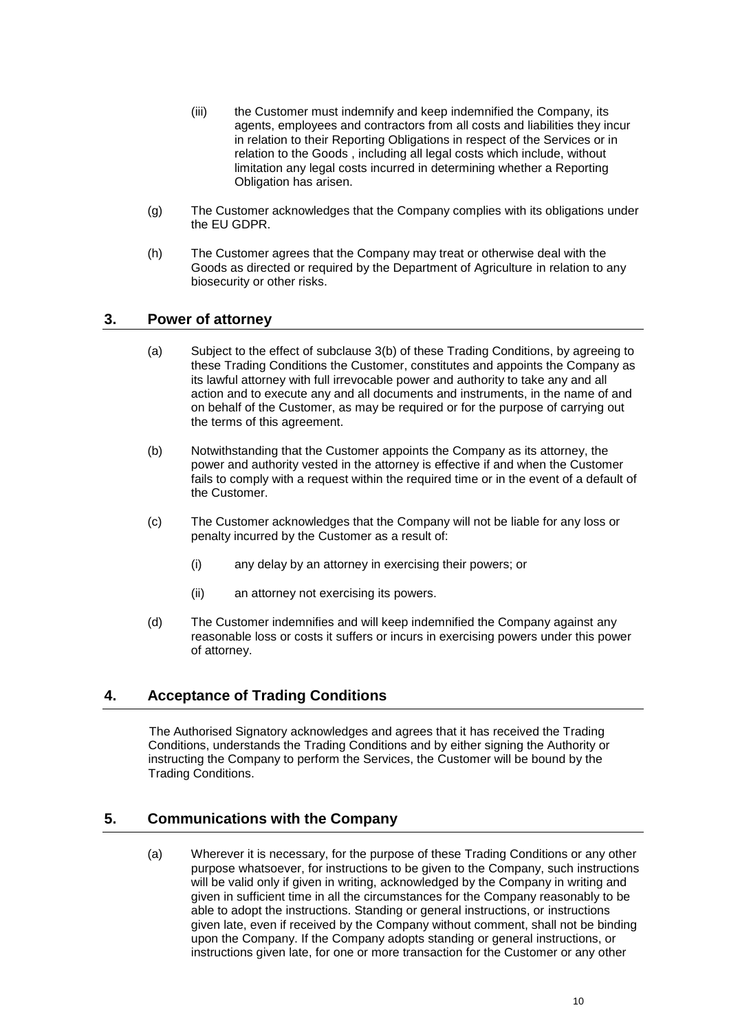(iii) the Customer must indemnify and keep indemnified the Company, its agents, employees and contractors from all costs and liabilities they incur in relation to their Reporting Obligations in respect of the Services or in relation to the Goods , including all legal costs which include, without limitation any legal costs incurred in determining whether a Reporting Obligation has arisen.

(g) The Customer acknowledges that the Company complies with its obligations under the EU GDPR.

(h) The Customer agrees that the Company may treat or otherwise deal with the Goods as directed or required by the Department of Agriculture in relation to any biosecurity or other risks.

## 3. Power of attorney

(a) Subject to the effect of subclause 3(b) of these Trading Conditions, by agreeing to these Trading Conditions the Customer, constitutes and appoints the Company as its lawful attorney with full irrevocable power and authority to take any and all action and to execute any and all documents and instruments, in the name of and on behalf of the Customer, as may be required or for the purpose of carrying out the terms of this agreement.

(b) Notwithstanding that the Customer appoints the Company as its attorney, the power and authority vested in the attorney is effective if and when the Customer fails to comply with a request within the required time or in the event of a default of the Customer.

(c) The Customer acknowledges that the Company will not be liable for any loss or penalty incurred by the Customer as a result of:

(i) any delay by an attorney in exercising their powers; or

(ii) an attorney not exercising its powers.

(d) The Customer indemnifies and will keep indemnified the Company against any reasonable loss or costs it suffers or incurs in exercising powers under this power of attorney.

## 4. Acceptance of Trading Conditions

The Authorised Signatory acknowledges and agrees that it has received the Trading Conditions, understands the Trading Conditions and by either signing the Authority or instructing the Company to perform the Services, the Customer will be bound by the Trading Conditions.

## 5. Communications with the Company

(a) Wherever it is necessary, for the purpose of these Trading Conditions or any other purpose whatsoever, for instructions to be given to the Company, such instructions will be valid only if given in writing, acknowledged by the Company in writing and given in sufficient time in all the circumstances for the Company reasonably to be able to adopt the instructions. Standing or general instructions, or instructions given late, even if received by the Company without comment, shall not be binding upon the Company. If the Company adopts standing or general instructions, or instructions given late, for one or more transaction for the Customer or any other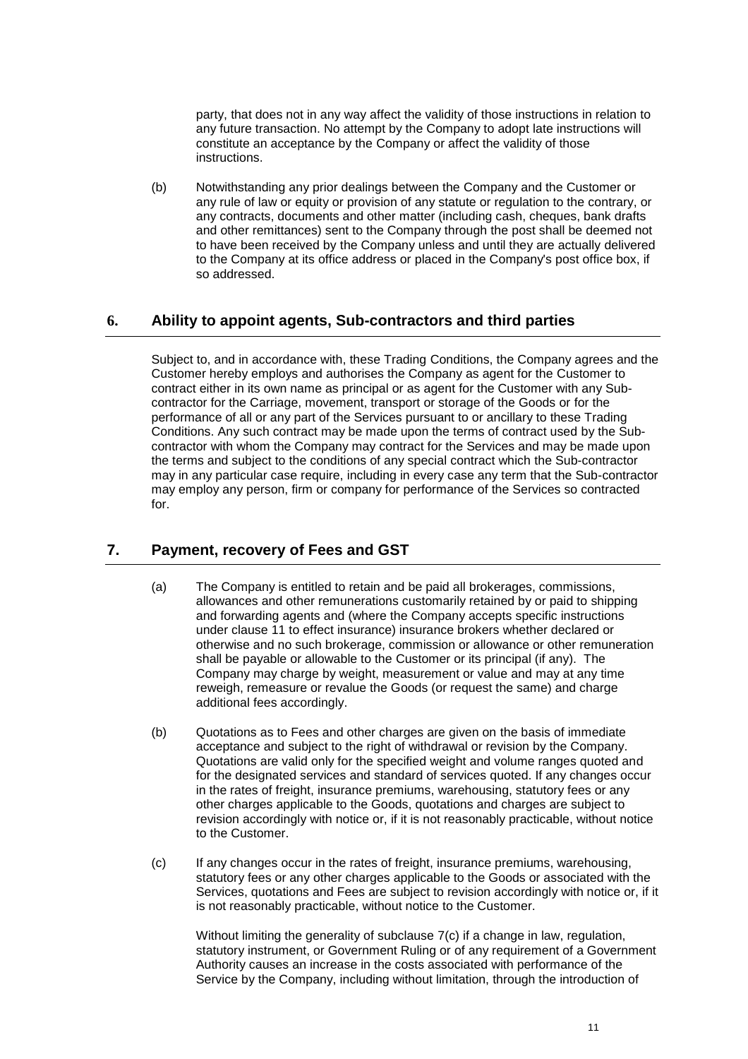party, that does not in any way affect the validity of those instructions in relation to any future transaction. No attempt by the Company to adopt late instructions will constitute an acceptance by the Company or affect the validity of those instructions.

(b) Notwithstanding any prior dealings between the Company and the Customer or any rule of law or equity or provision of any statute or regulation to the contrary, or any contracts, documents and other matter (including cash, cheques, bank drafts and other remittances) sent to the Company through the post shall be deemed not to have been received by the Company unless and until they are actually delivered to the Company at its office address or placed in the Company's post office box, if so addressed.

## 6. Ability to appoint agents, Sub-contractors and third parties

Subject to, and in accordance with, these Trading Conditions, the Company agrees and the Customer hereby employs and authorises the Company as agent for the Customer to contract either in its own name as principal or as agent for the Customer with any Sub-contractor for the Carriage, movement, transport or storage of the Goods or for the performance of all or any part of the Services pursuant to or ancillary to these Trading Conditions. Any such contract may be made upon the terms of contract used by the Sub-contractor with whom the Company may contract for the Services and may be made upon the terms and subject to the conditions of any special contract which the Sub-contractor may in any particular case require, including in every case any term that the Sub-contractor may employ any person, firm or company for performance of the Services so contracted for.

## 7. Payment, recovery of Fees and GST

(a) The Company is entitled to retain and be paid all brokerages, commissions, allowances and other remunerations customarily retained by or paid to shipping and forwarding agents and (where the Company accepts specific instructions under clause 11 to effect insurance) insurance brokers whether declared or otherwise and no such brokerage, commission or allowance or other remuneration shall be payable or allowable to the Customer or its principal (if any). The Company may charge by weight, measurement or value and may at any time reweigh, remeasure or revalue the Goods (or request the same) and charge additional fees accordingly.

(b) Quotations as to Fees and other charges are given on the basis of immediate acceptance and subject to the right of withdrawal or revision by the Company. Quotations are valid only for the specified weight and volume ranges quoted and for the designated services and standard of services quoted. If any changes occur in the rates of freight, insurance premiums, warehousing, statutory fees or any other charges applicable to the Goods, quotations and charges are subject to revision accordingly with notice or, if it is not reasonably practicable, without notice to the Customer.

(c) If any changes occur in the rates of freight, insurance premiums, warehousing, statutory fees or any other charges applicable to the Goods or associated with the Services, quotations and Fees are subject to revision accordingly with notice or, if it is not reasonably practicable, without notice to the Customer.

Without limiting the generality of subclause 7(c) if a change in law, regulation, statutory instrument, or Government Ruling or of any requirement of a Government Authority causes an increase in the costs associated with performance of the Service by the Company, including without limitation, through the introduction of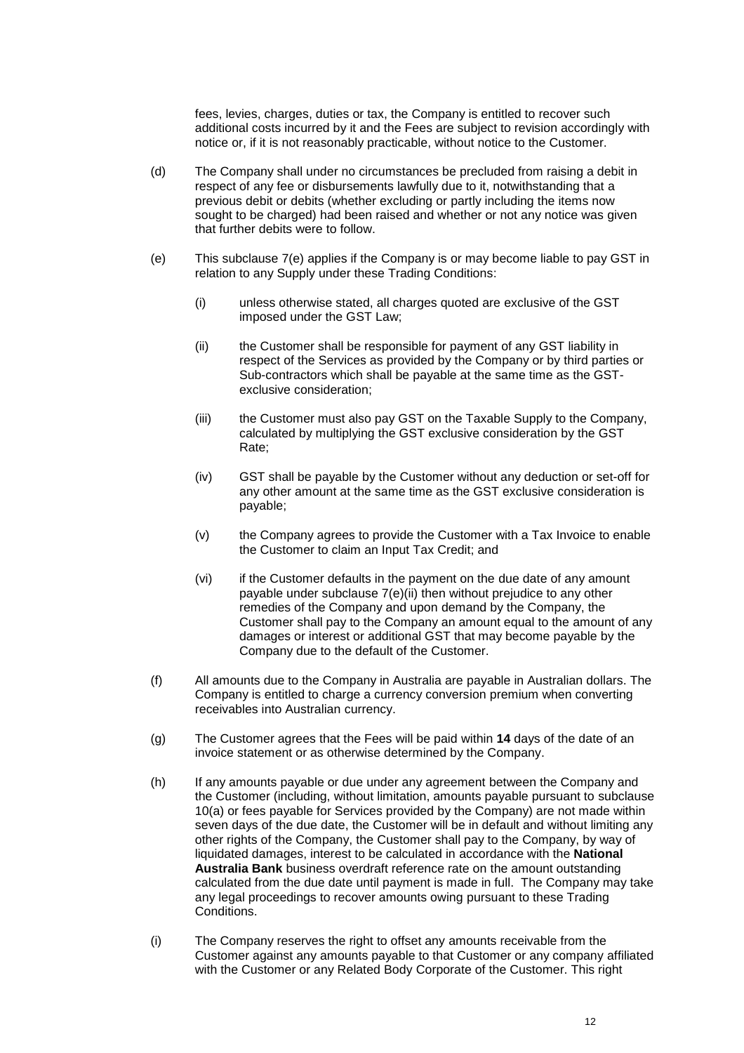fees, levies, charges, duties or tax, the Company is entitled to recover such additional costs incurred by it and the Fees are subject to revision accordingly with notice or, if it is not reasonably practicable, without notice to the Customer.

(d) The Company shall under no circumstances be precluded from raising a debit in respect of any fee or disbursements lawfully due to it, notwithstanding that a previous debit or debits (whether excluding or partly including the items now sought to be charged) had been raised and whether or not any notice was given that further debits were to follow.

(e) This subclause 7(e) applies if the Company is or may become liable to pay GST in relation to any Supply under these Trading Conditions:

(i) unless otherwise stated, all charges quoted are exclusive of the GST imposed under the GST Law;

(ii) the Customer shall be responsible for payment of any GST liability in respect of the Services as provided by the Company or by third parties or Sub-contractors which shall be payable at the same time as the GST-exclusive consideration;

(iii) the Customer must also pay GST on the Taxable Supply to the Company, calculated by multiplying the GST exclusive consideration by the GST Rate;

(iv) GST shall be payable by the Customer without any deduction or set-off for any other amount at the same time as the GST exclusive consideration is payable;

(v) the Company agrees to provide the Customer with a Tax Invoice to enable the Customer to claim an Input Tax Credit; and

(vi) if the Customer defaults in the payment on the due date of any amount payable under subclause 7(e)(ii) then without prejudice to any other remedies of the Company and upon demand by the Company, the Customer shall pay to the Company an amount equal to the amount of any damages or interest or additional GST that may become payable by the Company due to the default of the Customer.

(f) All amounts due to the Company in Australia are payable in Australian dollars. The Company is entitled to charge a currency conversion premium when converting receivables into Australian currency.

(g) The Customer agrees that the Fees will be paid within **14** days of the date of an invoice statement or as otherwise determined by the Company.

(h) If any amounts payable or due under any agreement between the Company and the Customer (including, without limitation, amounts payable pursuant to subclause 10(a) or fees payable for Services provided by the Company) are not made within seven days of the due date, the Customer will be in default and without limiting any other rights of the Company, the Customer shall pay to the Company, by way of liquidated damages, interest to be calculated in accordance with the **National Australia Bank** business overdraft reference rate on the amount outstanding calculated from the due date until payment is made in full. The Company may take any legal proceedings to recover amounts owing pursuant to these Trading Conditions.

(i) The Company reserves the right to offset any amounts receivable from the Customer against any amounts payable to that Customer or any company affiliated with the Customer or any Related Body Corporate of the Customer. This right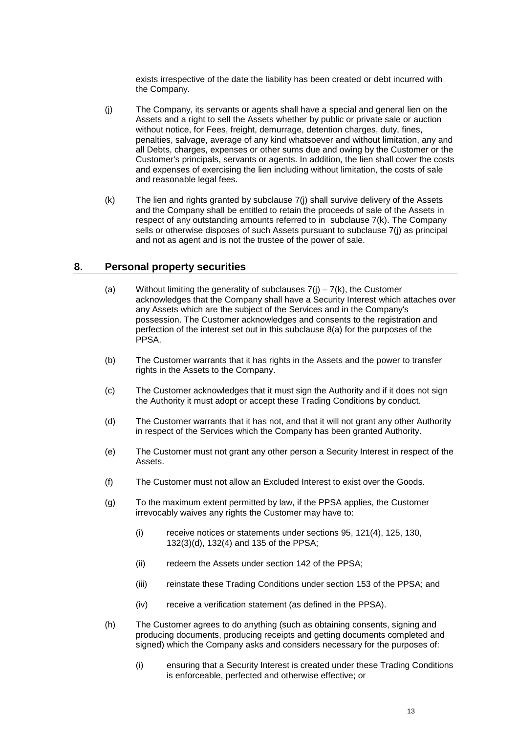exists irrespective of the date the liability has been created or debt incurred with the Company.

(j) The Company, its servants or agents shall have a special and general lien on the Assets and a right to sell the Assets whether by public or private sale or auction without notice, for Fees, freight, demurrage, detention charges, duty, fines, penalties, salvage, average of any kind whatsoever and without limitation, any and all Debts, charges, expenses or other sums due and owing by the Customer or the Customer's principals, servants or agents. In addition, the lien shall cover the costs and expenses of exercising the lien including without limitation, the costs of sale and reasonable legal fees.

(k) The lien and rights granted by subclause 7(j) shall survive delivery of the Assets and the Company shall be entitled to retain the proceeds of sale of the Assets in respect of any outstanding amounts referred to in subclause 7(k). The Company sells or otherwise disposes of such Assets pursuant to subclause 7(j) as principal and not as agent and is not the trustee of the power of sale.

## 8. Personal property securities

(a) Without limiting the generality of subclauses 7(j) – 7(k), the Customer acknowledges that the Company shall have a Security Interest which attaches over any Assets which are the subject of the Services and in the Company's possession. The Customer acknowledges and consents to the registration and perfection of the interest set out in this subclause 8(a) for the purposes of the PPSA.

(b) The Customer warrants that it has rights in the Assets and the power to transfer rights in the Assets to the Company.

(c) The Customer acknowledges that it must sign the Authority and if it does not sign the Authority it must adopt or accept these Trading Conditions by conduct.

(d) The Customer warrants that it has not, and that it will not grant any other Authority in respect of the Services which the Company has been granted Authority.

(e) The Customer must not grant any other person a Security Interest in respect of the Assets.

(f) The Customer must not allow an Excluded Interest to exist over the Goods.

(g) To the maximum extent permitted by law, if the PPSA applies, the Customer irrevocably waives any rights the Customer may have to:

  (i) receive notices or statements under sections 95, 121(4), 125, 130, 132(3)(d), 132(4) and 135 of the PPSA;

  (ii) redeem the Assets under section 142 of the PPSA;

  (iii) reinstate these Trading Conditions under section 153 of the PPSA; and

  (iv) receive a verification statement (as defined in the PPSA).

(h) The Customer agrees to do anything (such as obtaining consents, signing and producing documents, producing receipts and getting documents completed and signed) which the Company asks and considers necessary for the purposes of:

  (i) ensuring that a Security Interest is created under these Trading Conditions is enforceable, perfected and otherwise effective; or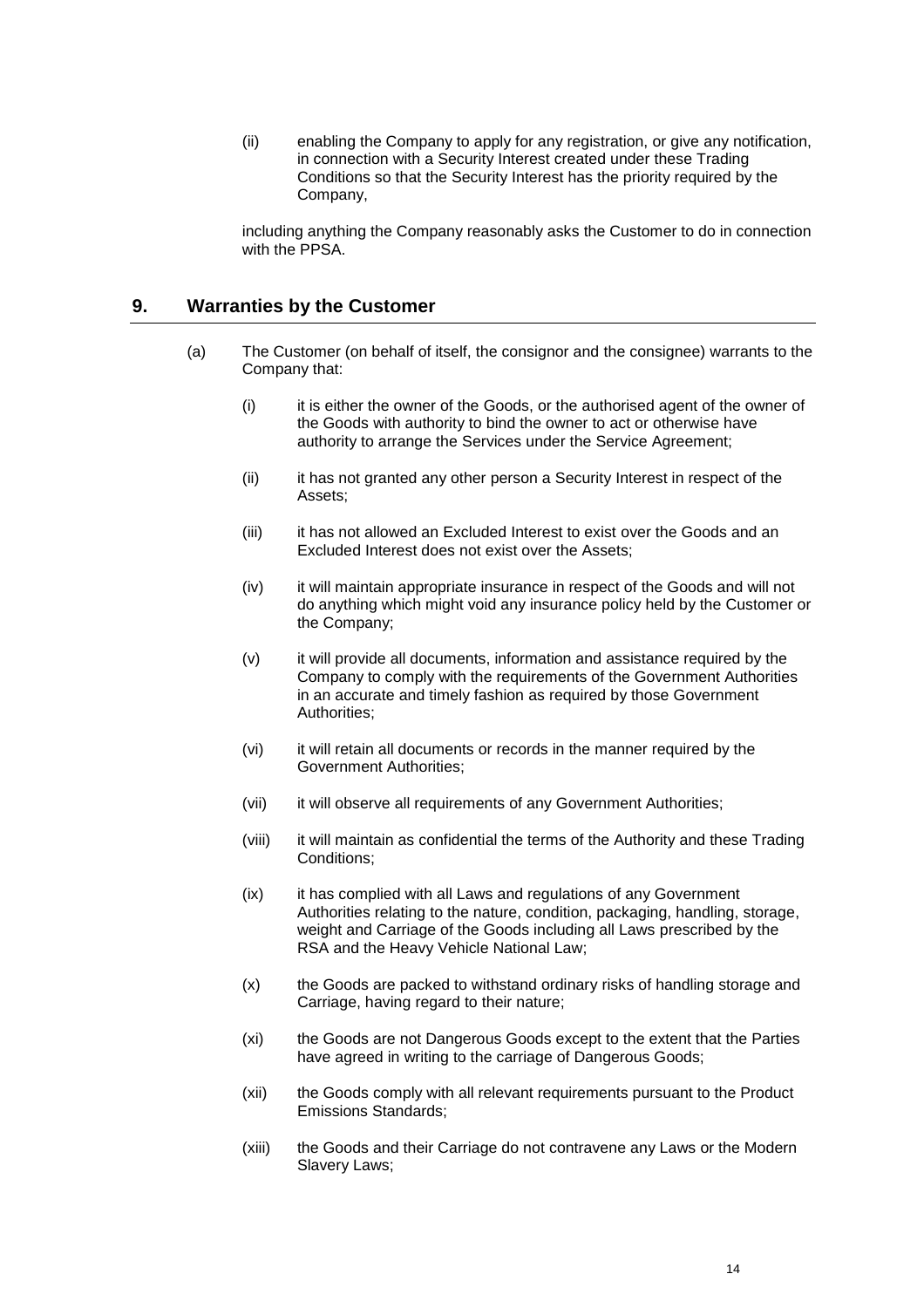(ii) enabling the Company to apply for any registration, or give any notification, in connection with a Security Interest created under these Trading Conditions so that the Security Interest has the priority required by the Company,

including anything the Company reasonably asks the Customer to do in connection with the PPSA.

## 9. Warranties by the Customer

(a) The Customer (on behalf of itself, the consignor and the consignee) warrants to the Company that:

(i) it is either the owner of the Goods, or the authorised agent of the owner of the Goods with authority to bind the owner to act or otherwise have authority to arrange the Services under the Service Agreement;

(ii) it has not granted any other person a Security Interest in respect of the Assets;

(iii) it has not allowed an Excluded Interest to exist over the Goods and an Excluded Interest does not exist over the Assets;

(iv) it will maintain appropriate insurance in respect of the Goods and will not do anything which might void any insurance policy held by the Customer or the Company;

(v) it will provide all documents, information and assistance required by the Company to comply with the requirements of the Government Authorities in an accurate and timely fashion as required by those Government Authorities;

(vi) it will retain all documents or records in the manner required by the Government Authorities;

(vii) it will observe all requirements of any Government Authorities;

(viii) it will maintain as confidential the terms of the Authority and these Trading Conditions;

(ix) it has complied with all Laws and regulations of any Government Authorities relating to the nature, condition, packaging, handling, storage, weight and Carriage of the Goods including all Laws prescribed by the RSA and the Heavy Vehicle National Law;

(x) the Goods are packed to withstand ordinary risks of handling storage and Carriage, having regard to their nature;

(xi) the Goods are not Dangerous Goods except to the extent that the Parties have agreed in writing to the carriage of Dangerous Goods;

(xii) the Goods comply with all relevant requirements pursuant to the Product Emissions Standards;

(xiii) the Goods and their Carriage do not contravene any Laws or the Modern Slavery Laws;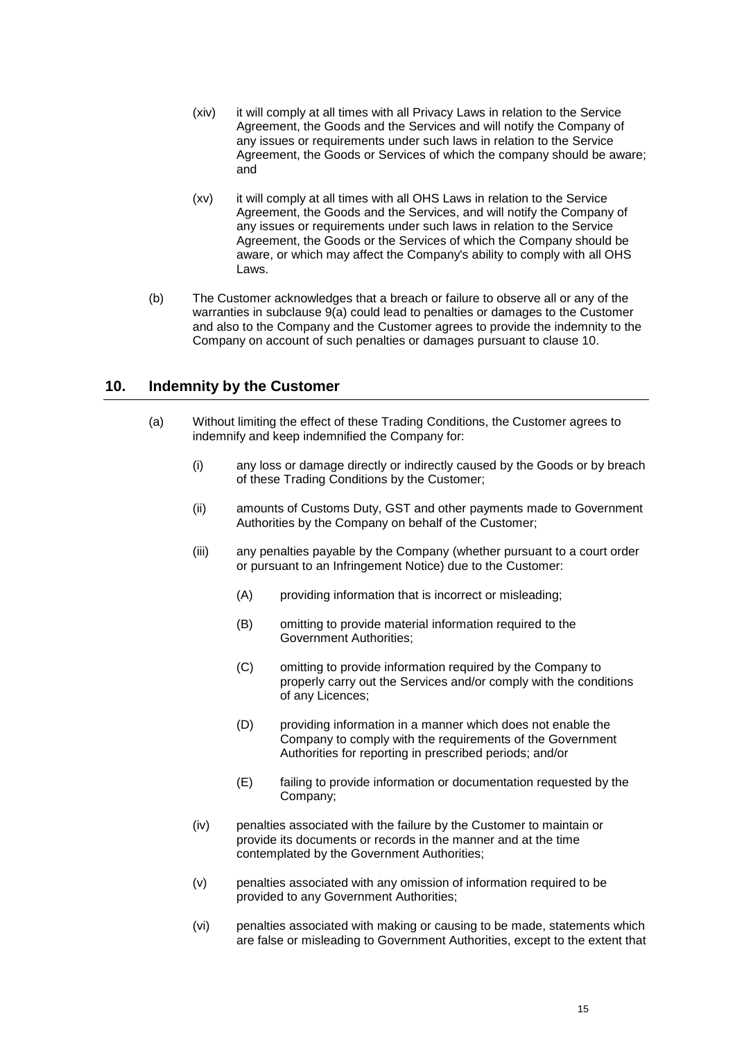(xiv) it will comply at all times with all Privacy Laws in relation to the Service Agreement, the Goods and the Services and will notify the Company of any issues or requirements under such laws in relation to the Service Agreement, the Goods or Services of which the company should be aware; and

(xv) it will comply at all times with all OHS Laws in relation to the Service Agreement, the Goods and the Services, and will notify the Company of any issues or requirements under such laws in relation to the Service Agreement, the Goods or the Services of which the Company should be aware, or which may affect the Company's ability to comply with all OHS Laws.

(b) The Customer acknowledges that a breach or failure to observe all or any of the warranties in subclause 9(a) could lead to penalties or damages to the Customer and also to the Company and the Customer agrees to provide the indemnity to the Company on account of such penalties or damages pursuant to clause 10.

## 10. Indemnity by the Customer

(a) Without limiting the effect of these Trading Conditions, the Customer agrees to indemnify and keep indemnified the Company for:

(i) any loss or damage directly or indirectly caused by the Goods or by breach of these Trading Conditions by the Customer;

(ii) amounts of Customs Duty, GST and other payments made to Government Authorities by the Company on behalf of the Customer;

(iii) any penalties payable by the Company (whether pursuant to a court order or pursuant to an Infringement Notice) due to the Customer:

(A) providing information that is incorrect or misleading;

(B) omitting to provide material information required to the Government Authorities;

(C) omitting to provide information required by the Company to properly carry out the Services and/or comply with the conditions of any Licences;

(D) providing information in a manner which does not enable the Company to comply with the requirements of the Government Authorities for reporting in prescribed periods; and/or

(E) failing to provide information or documentation requested by the Company;

(iv) penalties associated with the failure by the Customer to maintain or provide its documents or records in the manner and at the time contemplated by the Government Authorities;

(v) penalties associated with any omission of information required to be provided to any Government Authorities;

(vi) penalties associated with making or causing to be made, statements which are false or misleading to Government Authorities, except to the extent that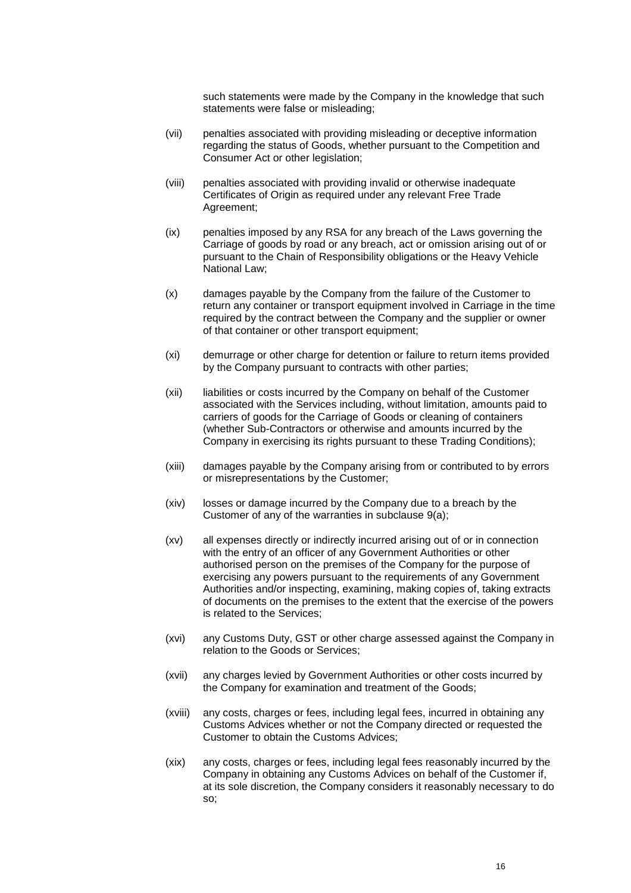such statements were made by the Company in the knowledge that such statements were false or misleading;

(vii) penalties associated with providing misleading or deceptive information regarding the status of Goods, whether pursuant to the Competition and Consumer Act or other legislation;

(viii) penalties associated with providing invalid or otherwise inadequate Certificates of Origin as required under any relevant Free Trade Agreement;

(ix) penalties imposed by any RSA for any breach of the Laws governing the Carriage of goods by road or any breach, act or omission arising out of or pursuant to the Chain of Responsibility obligations or the Heavy Vehicle National Law;

(x) damages payable by the Company from the failure of the Customer to return any container or transport equipment involved in Carriage in the time required by the contract between the Company and the supplier or owner of that container or other transport equipment;

(xi) demurrage or other charge for detention or failure to return items provided by the Company pursuant to contracts with other parties;

(xii) liabilities or costs incurred by the Company on behalf of the Customer associated with the Services including, without limitation, amounts paid to carriers of goods for the Carriage of Goods or cleaning of containers (whether Sub-Contractors or otherwise and amounts incurred by the Company in exercising its rights pursuant to these Trading Conditions);

(xiii) damages payable by the Company arising from or contributed to by errors or misrepresentations by the Customer;

(xiv) losses or damage incurred by the Company due to a breach by the Customer of any of the warranties in subclause 9(a);

(xv) all expenses directly or indirectly incurred arising out of or in connection with the entry of an officer of any Government Authorities or other authorised person on the premises of the Company for the purpose of exercising any powers pursuant to the requirements of any Government Authorities and/or inspecting, examining, making copies of, taking extracts of documents on the premises to the extent that the exercise of the powers is related to the Services;

(xvi) any Customs Duty, GST or other charge assessed against the Company in relation to the Goods or Services;

(xvii) any charges levied by Government Authorities or other costs incurred by the Company for examination and treatment of the Goods;

(xviii) any costs, charges or fees, including legal fees, incurred in obtaining any Customs Advices whether or not the Company directed or requested the Customer to obtain the Customs Advices;

(xix) any costs, charges or fees, including legal fees reasonably incurred by the Company in obtaining any Customs Advices on behalf of the Customer if, at its sole discretion, the Company considers it reasonably necessary to do so;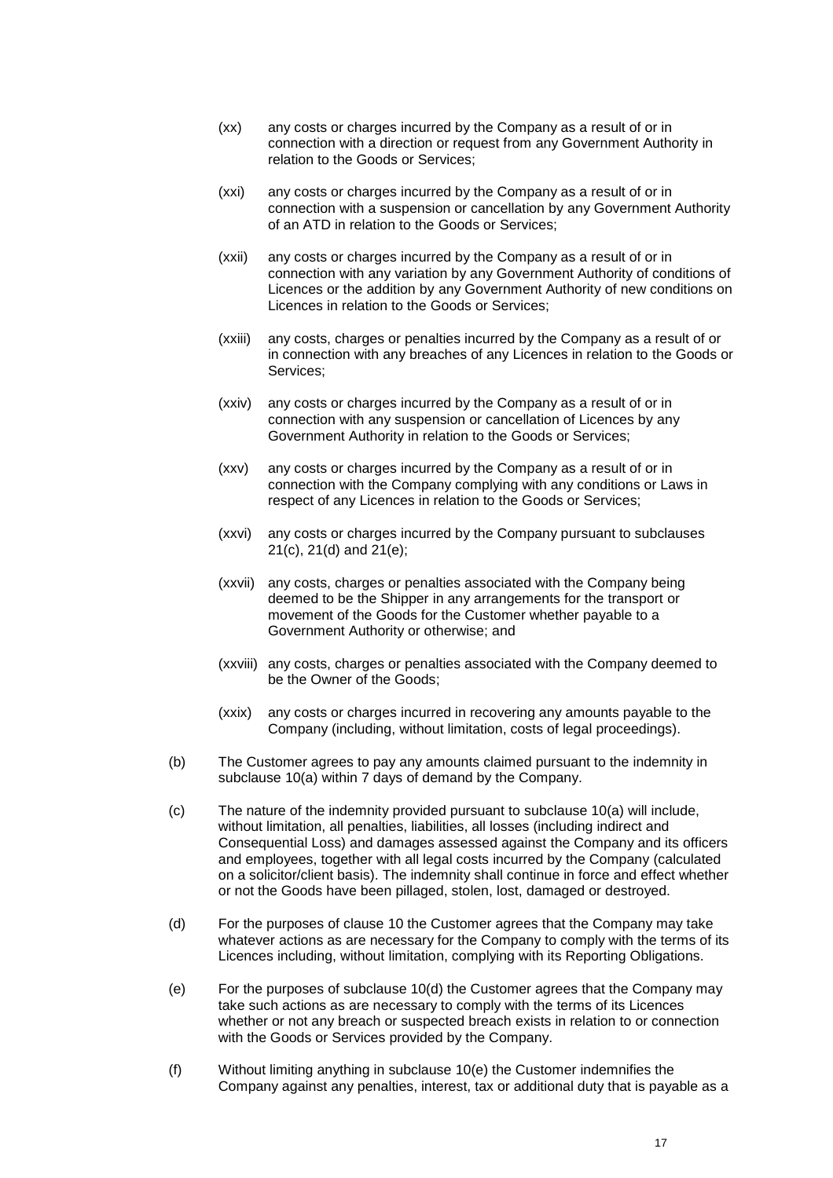(xx) any costs or charges incurred by the Company as a result of or in connection with a direction or request from any Government Authority in relation to the Goods or Services;

(xxi) any costs or charges incurred by the Company as a result of or in connection with a suspension or cancellation by any Government Authority of an ATD in relation to the Goods or Services;

(xxii) any costs or charges incurred by the Company as a result of or in connection with any variation by any Government Authority of conditions of Licences or the addition by any Government Authority of new conditions on Licences in relation to the Goods or Services;

(xxiii) any costs, charges or penalties incurred by the Company as a result of or in connection with any breaches of any Licences in relation to the Goods or Services;

(xxiv) any costs or charges incurred by the Company as a result of or in connection with any suspension or cancellation of Licences by any Government Authority in relation to the Goods or Services;

(xxv) any costs or charges incurred by the Company as a result of or in connection with the Company complying with any conditions or Laws in respect of any Licences in relation to the Goods or Services;

(xxvi) any costs or charges incurred by the Company pursuant to subclauses 21(c), 21(d) and 21(e);

(xxvii) any costs, charges or penalties associated with the Company being deemed to be the Shipper in any arrangements for the transport or movement of the Goods for the Customer whether payable to a Government Authority or otherwise; and

(xxviii) any costs, charges or penalties associated with the Company deemed to be the Owner of the Goods;

(xxix) any costs or charges incurred in recovering any amounts payable to the Company (including, without limitation, costs of legal proceedings).

(b) The Customer agrees to pay any amounts claimed pursuant to the indemnity in subclause 10(a) within 7 days of demand by the Company.

(c) The nature of the indemnity provided pursuant to subclause 10(a) will include, without limitation, all penalties, liabilities, all losses (including indirect and Consequential Loss) and damages assessed against the Company and its officers and employees, together with all legal costs incurred by the Company (calculated on a solicitor/client basis). The indemnity shall continue in force and effect whether or not the Goods have been pillaged, stolen, lost, damaged or destroyed.

(d) For the purposes of clause 10 the Customer agrees that the Company may take whatever actions as are necessary for the Company to comply with the terms of its Licences including, without limitation, complying with its Reporting Obligations.

(e) For the purposes of subclause 10(d) the Customer agrees that the Company may take such actions as are necessary to comply with the terms of its Licences whether or not any breach or suspected breach exists in relation to or connection with the Goods or Services provided by the Company.

(f) Without limiting anything in subclause 10(e) the Customer indemnifies the Company against any penalties, interest, tax or additional duty that is payable as a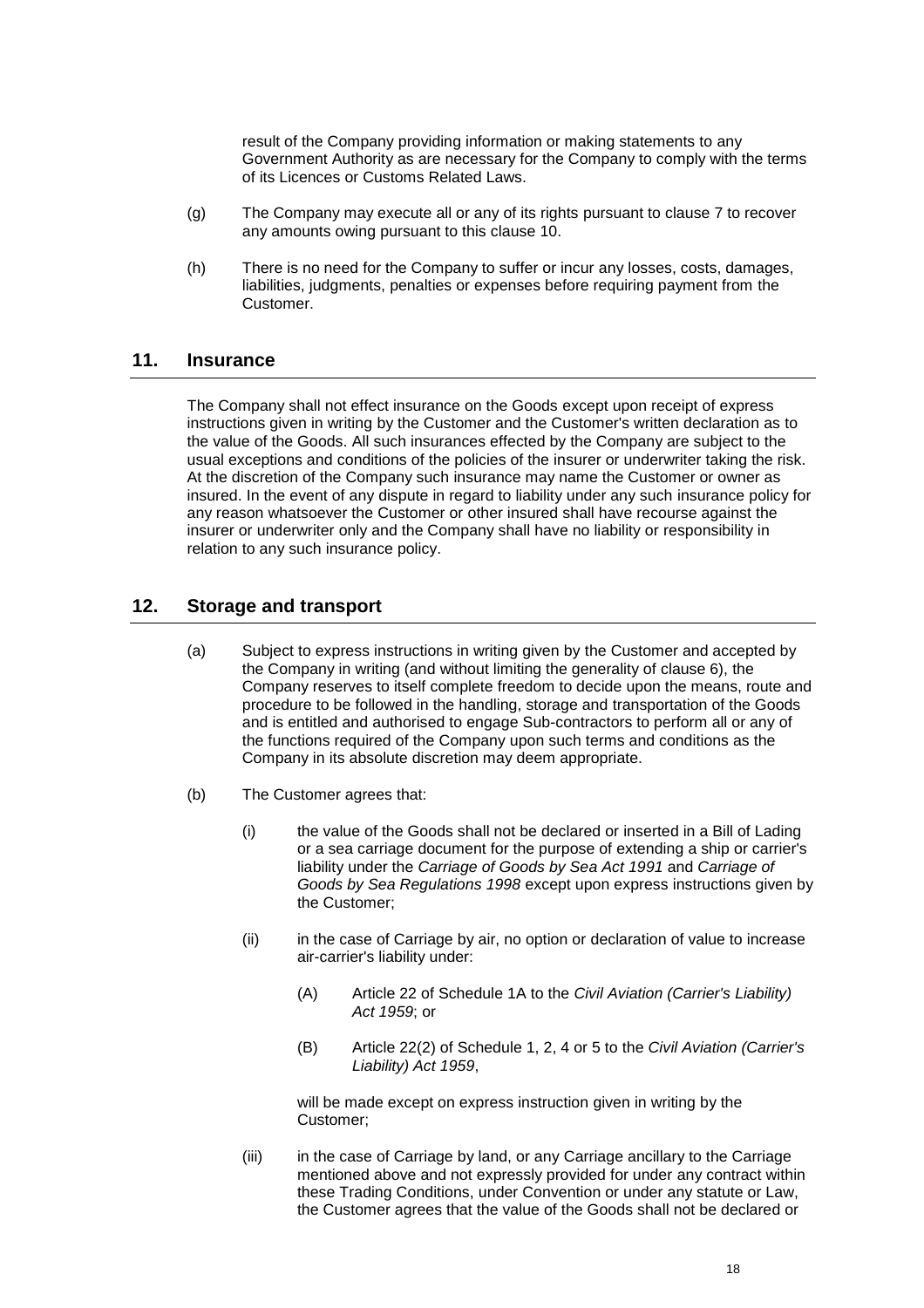result of the Company providing information or making statements to any Government Authority as are necessary for the Company to comply with the terms of its Licences or Customs Related Laws.

(g) The Company may execute all or any of its rights pursuant to clause 7 to recover any amounts owing pursuant to this clause 10.

(h) There is no need for the Company to suffer or incur any losses, costs, damages, liabilities, judgments, penalties or expenses before requiring payment from the Customer.

## 11. Insurance

The Company shall not effect insurance on the Goods except upon receipt of express instructions given in writing by the Customer and the Customer's written declaration as to the value of the Goods. All such insurances effected by the Company are subject to the usual exceptions and conditions of the policies of the insurer or underwriter taking the risk. At the discretion of the Company such insurance may name the Customer or owner as insured. In the event of any dispute in regard to liability under any such insurance policy for any reason whatsoever the Customer or other insured shall have recourse against the insurer or underwriter only and the Company shall have no liability or responsibility in relation to any such insurance policy.

## 12. Storage and transport

(a) Subject to express instructions in writing given by the Customer and accepted by the Company in writing (and without limiting the generality of clause 6), the Company reserves to itself complete freedom to decide upon the means, route and procedure to be followed in the handling, storage and transportation of the Goods and is entitled and authorised to engage Sub-contractors to perform all or any of the functions required of the Company upon such terms and conditions as the Company in its absolute discretion may deem appropriate.

(b) The Customer agrees that:

(i) the value of the Goods shall not be declared or inserted in a Bill of Lading or a sea carriage document for the purpose of extending a ship or carrier's liability under the *Carriage of Goods by Sea Act 1991* and *Carriage of Goods by Sea Regulations 1998* except upon express instructions given by the Customer;

(ii) in the case of Carriage by air, no option or declaration of value to increase air-carrier's liability under:

(A) Article 22 of Schedule 1A to the *Civil Aviation (Carrier's Liability) Act 1959*; or

(B) Article 22(2) of Schedule 1, 2, 4 or 5 to the *Civil Aviation (Carrier's Liability) Act 1959*,

will be made except on express instruction given in writing by the Customer;

(iii) in the case of Carriage by land, or any Carriage ancillary to the Carriage mentioned above and not expressly provided for under any contract within these Trading Conditions, under Convention or under any statute or Law, the Customer agrees that the value of the Goods shall not be declared or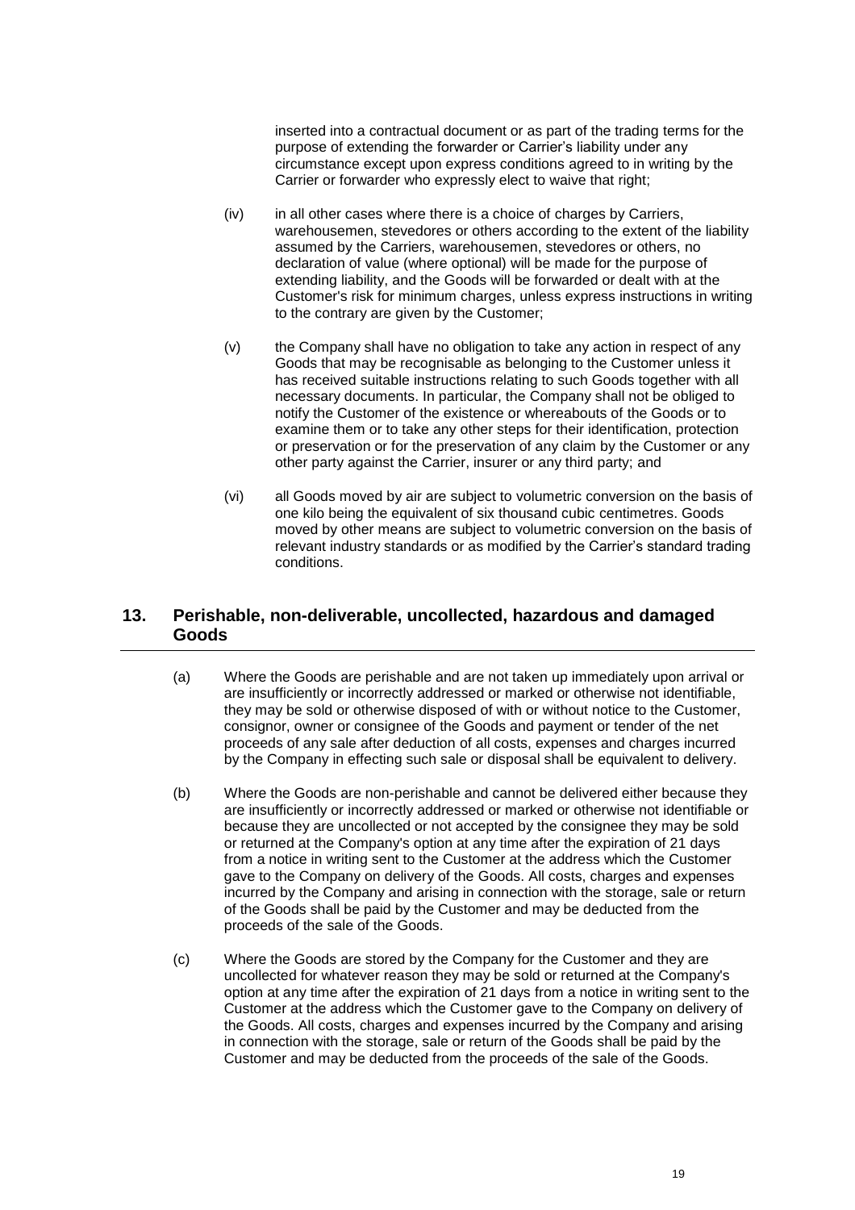inserted into a contractual document or as part of the trading terms for the purpose of extending the forwarder or Carrier's liability under any circumstance except upon express conditions agreed to in writing by the Carrier or forwarder who expressly elect to waive that right;

(iv) in all other cases where there is a choice of charges by Carriers, warehousemen, stevedores or others according to the extent of the liability assumed by the Carriers, warehousemen, stevedores or others, no declaration of value (where optional) will be made for the purpose of extending liability, and the Goods will be forwarded or dealt with at the Customer's risk for minimum charges, unless express instructions in writing to the contrary are given by the Customer;

(v) the Company shall have no obligation to take any action in respect of any Goods that may be recognisable as belonging to the Customer unless it has received suitable instructions relating to such Goods together with all necessary documents. In particular, the Company shall not be obliged to notify the Customer of the existence or whereabouts of the Goods or to examine them or to take any other steps for their identification, protection or preservation or for the preservation of any claim by the Customer or any other party against the Carrier, insurer or any third party; and

(vi) all Goods moved by air are subject to volumetric conversion on the basis of one kilo being the equivalent of six thousand cubic centimetres. Goods moved by other means are subject to volumetric conversion on the basis of relevant industry standards or as modified by the Carrier's standard trading conditions.

## 13. Perishable, non-deliverable, uncollected, hazardous and damaged Goods

(a) Where the Goods are perishable and are not taken up immediately upon arrival or are insufficiently or incorrectly addressed or marked or otherwise not identifiable, they may be sold or otherwise disposed of with or without notice to the Customer, consignor, owner or consignee of the Goods and payment or tender of the net proceeds of any sale after deduction of all costs, expenses and charges incurred by the Company in effecting such sale or disposal shall be equivalent to delivery.

(b) Where the Goods are non-perishable and cannot be delivered either because they are insufficiently or incorrectly addressed or marked or otherwise not identifiable or because they are uncollected or not accepted by the consignee they may be sold or returned at the Company's option at any time after the expiration of 21 days from a notice in writing sent to the Customer at the address which the Customer gave to the Company on delivery of the Goods. All costs, charges and expenses incurred by the Company and arising in connection with the storage, sale or return of the Goods shall be paid by the Customer and may be deducted from the proceeds of the sale of the Goods.

(c) Where the Goods are stored by the Company for the Customer and they are uncollected for whatever reason they may be sold or returned at the Company's option at any time after the expiration of 21 days from a notice in writing sent to the Customer at the address which the Customer gave to the Company on delivery of the Goods. All costs, charges and expenses incurred by the Company and arising in connection with the storage, sale or return of the Goods shall be paid by the Customer and may be deducted from the proceeds of the sale of the Goods.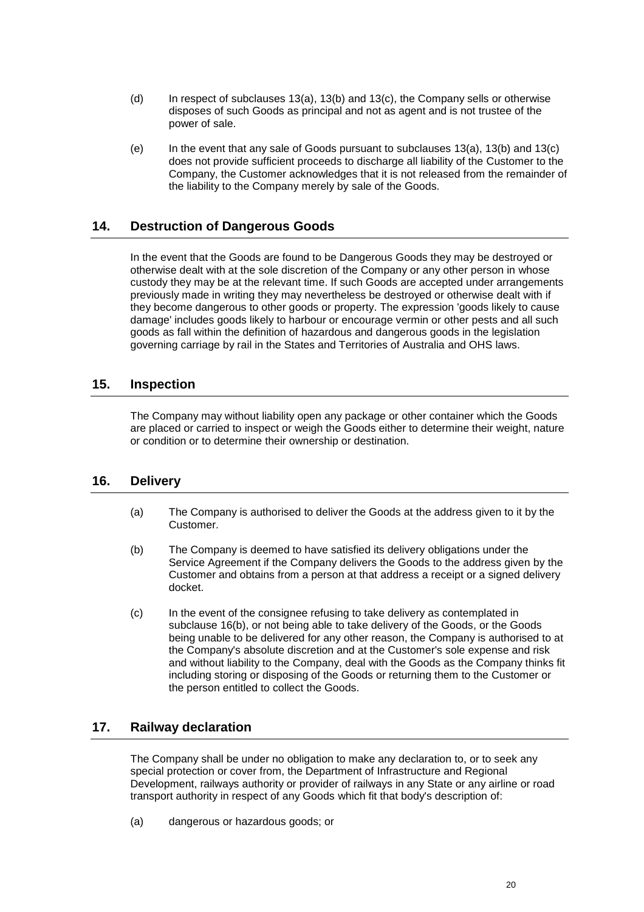(d) In respect of subclauses 13(a), 13(b) and 13(c), the Company sells or otherwise disposes of such Goods as principal and not as agent and is not trustee of the power of sale.

(e) In the event that any sale of Goods pursuant to subclauses 13(a), 13(b) and 13(c) does not provide sufficient proceeds to discharge all liability of the Customer to the Company, the Customer acknowledges that it is not released from the remainder of the liability to the Company merely by sale of the Goods.

## 14. Destruction of Dangerous Goods

In the event that the Goods are found to be Dangerous Goods they may be destroyed or otherwise dealt with at the sole discretion of the Company or any other person in whose custody they may be at the relevant time. If such Goods are accepted under arrangements previously made in writing they may nevertheless be destroyed or otherwise dealt with if they become dangerous to other goods or property. The expression 'goods likely to cause damage' includes goods likely to harbour or encourage vermin or other pests and all such goods as fall within the definition of hazardous and dangerous goods in the legislation governing carriage by rail in the States and Territories of Australia and OHS laws.

## 15. Inspection

The Company may without liability open any package or other container which the Goods are placed or carried to inspect or weigh the Goods either to determine their weight, nature or condition or to determine their ownership or destination.

## 16. Delivery

(a) The Company is authorised to deliver the Goods at the address given to it by the Customer.

(b) The Company is deemed to have satisfied its delivery obligations under the Service Agreement if the Company delivers the Goods to the address given by the Customer and obtains from a person at that address a receipt or a signed delivery docket.

(c) In the event of the consignee refusing to take delivery as contemplated in subclause 16(b), or not being able to take delivery of the Goods, or the Goods being unable to be delivered for any other reason, the Company is authorised to at the Company's absolute discretion and at the Customer's sole expense and risk and without liability to the Company, deal with the Goods as the Company thinks fit including storing or disposing of the Goods or returning them to the Customer or the person entitled to collect the Goods.

## 17. Railway declaration

The Company shall be under no obligation to make any declaration to, or to seek any special protection or cover from, the Department of Infrastructure and Regional Development, railways authority or provider of railways in any State or any airline or road transport authority in respect of any Goods which fit that body's description of:

(a) dangerous or hazardous goods; or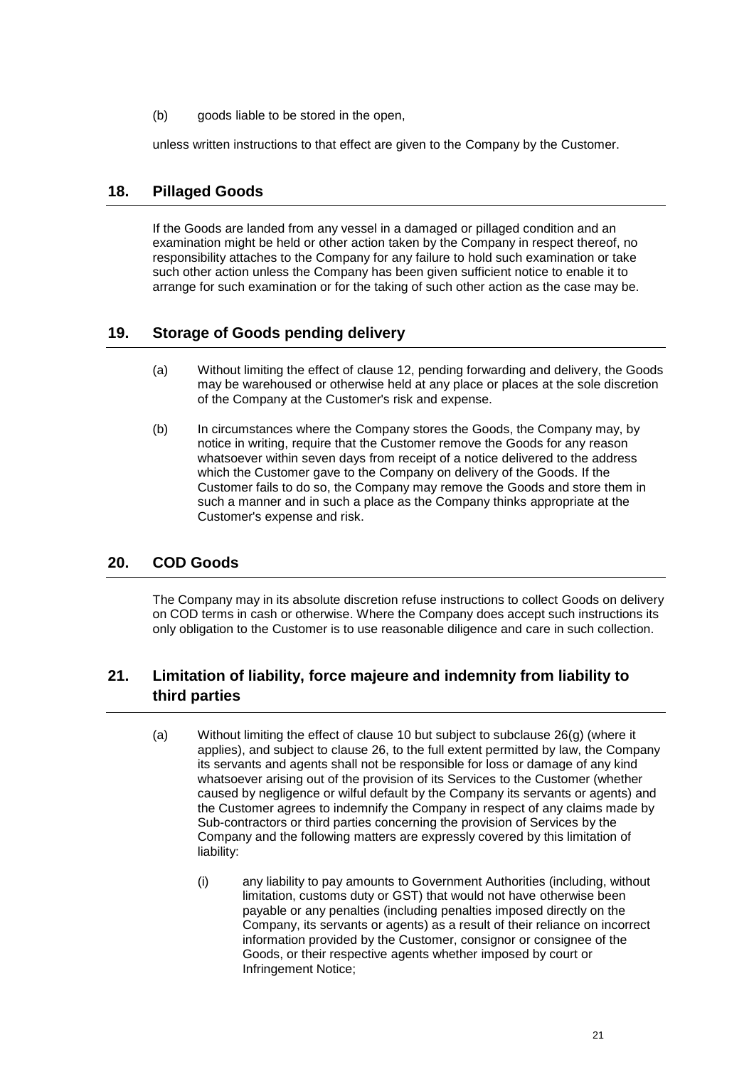(b) goods liable to be stored in the open,

unless written instructions to that effect are given to the Company by the Customer.

## 18. Pillaged Goods

If the Goods are landed from any vessel in a damaged or pillaged condition and an examination might be held or other action taken by the Company in respect thereof, no responsibility attaches to the Company for any failure to hold such examination or take such other action unless the Company has been given sufficient notice to enable it to arrange for such examination or for the taking of such other action as the case may be.

## 19. Storage of Goods pending delivery

(a) Without limiting the effect of clause 12, pending forwarding and delivery, the Goods may be warehoused or otherwise held at any place or places at the sole discretion of the Company at the Customer's risk and expense.

(b) In circumstances where the Company stores the Goods, the Company may, by notice in writing, require that the Customer remove the Goods for any reason whatsoever within seven days from receipt of a notice delivered to the address which the Customer gave to the Company on delivery of the Goods. If the Customer fails to do so, the Company may remove the Goods and store them in such a manner and in such a place as the Company thinks appropriate at the Customer's expense and risk.

## 20. COD Goods

The Company may in its absolute discretion refuse instructions to collect Goods on delivery on COD terms in cash or otherwise. Where the Company does accept such instructions its only obligation to the Customer is to use reasonable diligence and care in such collection.

## 21. Limitation of liability, force majeure and indemnity from liability to third parties

(a) Without limiting the effect of clause 10 but subject to subclause 26(g) (where it applies), and subject to clause 26, to the full extent permitted by law, the Company its servants and agents shall not be responsible for loss or damage of any kind whatsoever arising out of the provision of its Services to the Customer (whether caused by negligence or wilful default by the Company its servants or agents) and the Customer agrees to indemnify the Company in respect of any claims made by Sub-contractors or third parties concerning the provision of Services by the Company and the following matters are expressly covered by this limitation of liability:

(i) any liability to pay amounts to Government Authorities (including, without limitation, customs duty or GST) that would not have otherwise been payable or any penalties (including penalties imposed directly on the Company, its servants or agents) as a result of their reliance on incorrect information provided by the Customer, consignor or consignee of the Goods, or their respective agents whether imposed by court or Infringement Notice;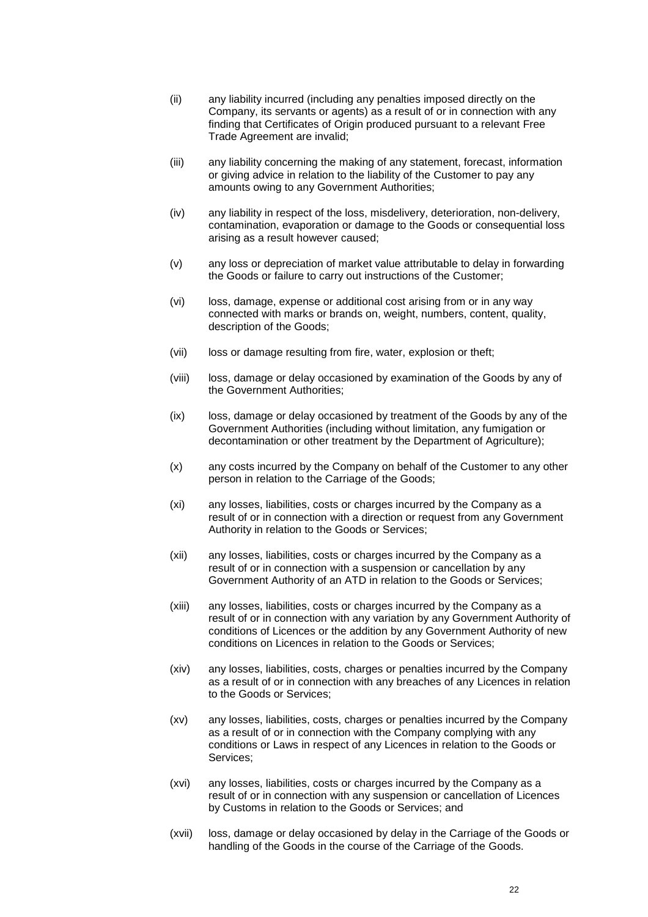(ii) any liability incurred (including any penalties imposed directly on the Company, its servants or agents) as a result of or in connection with any finding that Certificates of Origin produced pursuant to a relevant Free Trade Agreement are invalid;

(iii) any liability concerning the making of any statement, forecast, information or giving advice in relation to the liability of the Customer to pay any amounts owing to any Government Authorities;

(iv) any liability in respect of the loss, misdelivery, deterioration, non-delivery, contamination, evaporation or damage to the Goods or consequential loss arising as a result however caused;

(v) any loss or depreciation of market value attributable to delay in forwarding the Goods or failure to carry out instructions of the Customer;

(vi) loss, damage, expense or additional cost arising from or in any way connected with marks or brands on, weight, numbers, content, quality, description of the Goods;

(vii) loss or damage resulting from fire, water, explosion or theft;

(viii) loss, damage or delay occasioned by examination of the Goods by any of the Government Authorities;

(ix) loss, damage or delay occasioned by treatment of the Goods by any of the Government Authorities (including without limitation, any fumigation or decontamination or other treatment by the Department of Agriculture);

(x) any costs incurred by the Company on behalf of the Customer to any other person in relation to the Carriage of the Goods;

(xi) any losses, liabilities, costs or charges incurred by the Company as a result of or in connection with a direction or request from any Government Authority in relation to the Goods or Services;

(xii) any losses, liabilities, costs or charges incurred by the Company as a result of or in connection with a suspension or cancellation by any Government Authority of an ATD in relation to the Goods or Services;

(xiii) any losses, liabilities, costs or charges incurred by the Company as a result of or in connection with any variation by any Government Authority of conditions of Licences or the addition by any Government Authority of new conditions on Licences in relation to the Goods or Services;

(xiv) any losses, liabilities, costs, charges or penalties incurred by the Company as a result of or in connection with any breaches of any Licences in relation to the Goods or Services;

(xv) any losses, liabilities, costs, charges or penalties incurred by the Company as a result of or in connection with the Company complying with any conditions or Laws in respect of any Licences in relation to the Goods or Services;

(xvi) any losses, liabilities, costs or charges incurred by the Company as a result of or in connection with any suspension or cancellation of Licences by Customs in relation to the Goods or Services; and

(xvii) loss, damage or delay occasioned by delay in the Carriage of the Goods or handling of the Goods in the course of the Carriage of the Goods.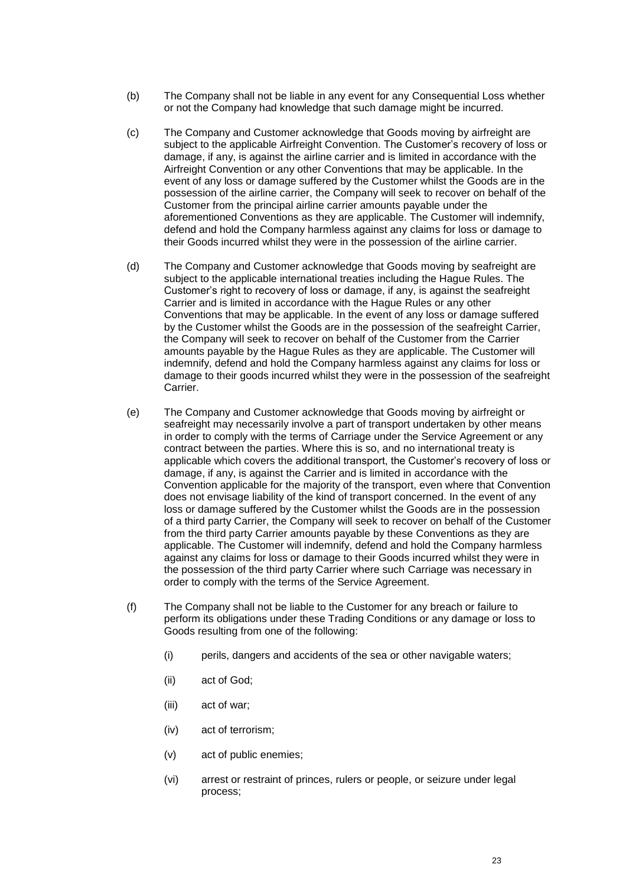(b) The Company shall not be liable in any event for any Consequential Loss whether or not the Company had knowledge that such damage might be incurred.

(c) The Company and Customer acknowledge that Goods moving by airfreight are subject to the applicable Airfreight Convention. The Customer's recovery of loss or damage, if any, is against the airline carrier and is limited in accordance with the Airfreight Convention or any other Conventions that may be applicable. In the event of any loss or damage suffered by the Customer whilst the Goods are in the possession of the airline carrier, the Company will seek to recover on behalf of the Customer from the principal airline carrier amounts payable under the aforementioned Conventions as they are applicable. The Customer will indemnify, defend and hold the Company harmless against any claims for loss or damage to their Goods incurred whilst they were in the possession of the airline carrier.

(d) The Company and Customer acknowledge that Goods moving by seafreight are subject to the applicable international treaties including the Hague Rules. The Customer's right to recovery of loss or damage, if any, is against the seafreight Carrier and is limited in accordance with the Hague Rules or any other Conventions that may be applicable. In the event of any loss or damage suffered by the Customer whilst the Goods are in the possession of the seafreight Carrier, the Company will seek to recover on behalf of the Customer from the Carrier amounts payable by the Hague Rules as they are applicable. The Customer will indemnify, defend and hold the Company harmless against any claims for loss or damage to their goods incurred whilst they were in the possession of the seafreight Carrier.

(e) The Company and Customer acknowledge that Goods moving by airfreight or seafreight may necessarily involve a part of transport undertaken by other means in order to comply with the terms of Carriage under the Service Agreement or any contract between the parties. Where this is so, and no international treaty is applicable which covers the additional transport, the Customer's recovery of loss or damage, if any, is against the Carrier and is limited in accordance with the Convention applicable for the majority of the transport, even where that Convention does not envisage liability of the kind of transport concerned. In the event of any loss or damage suffered by the Customer whilst the Goods are in the possession of a third party Carrier, the Company will seek to recover on behalf of the Customer from the third party Carrier amounts payable by these Conventions as they are applicable. The Customer will indemnify, defend and hold the Company harmless against any claims for loss or damage to their Goods incurred whilst they were in the possession of the third party Carrier where such Carriage was necessary in order to comply with the terms of the Service Agreement.

(f) The Company shall not be liable to the Customer for any breach or failure to perform its obligations under these Trading Conditions or any damage or loss to Goods resulting from one of the following:

   (i) perils, dangers and accidents of the sea or other navigable waters;

   (ii) act of God;

   (iii) act of war;

   (iv) act of terrorism;

   (v) act of public enemies;

   (vi) arrest or restraint of princes, rulers or people, or seizure under legal process;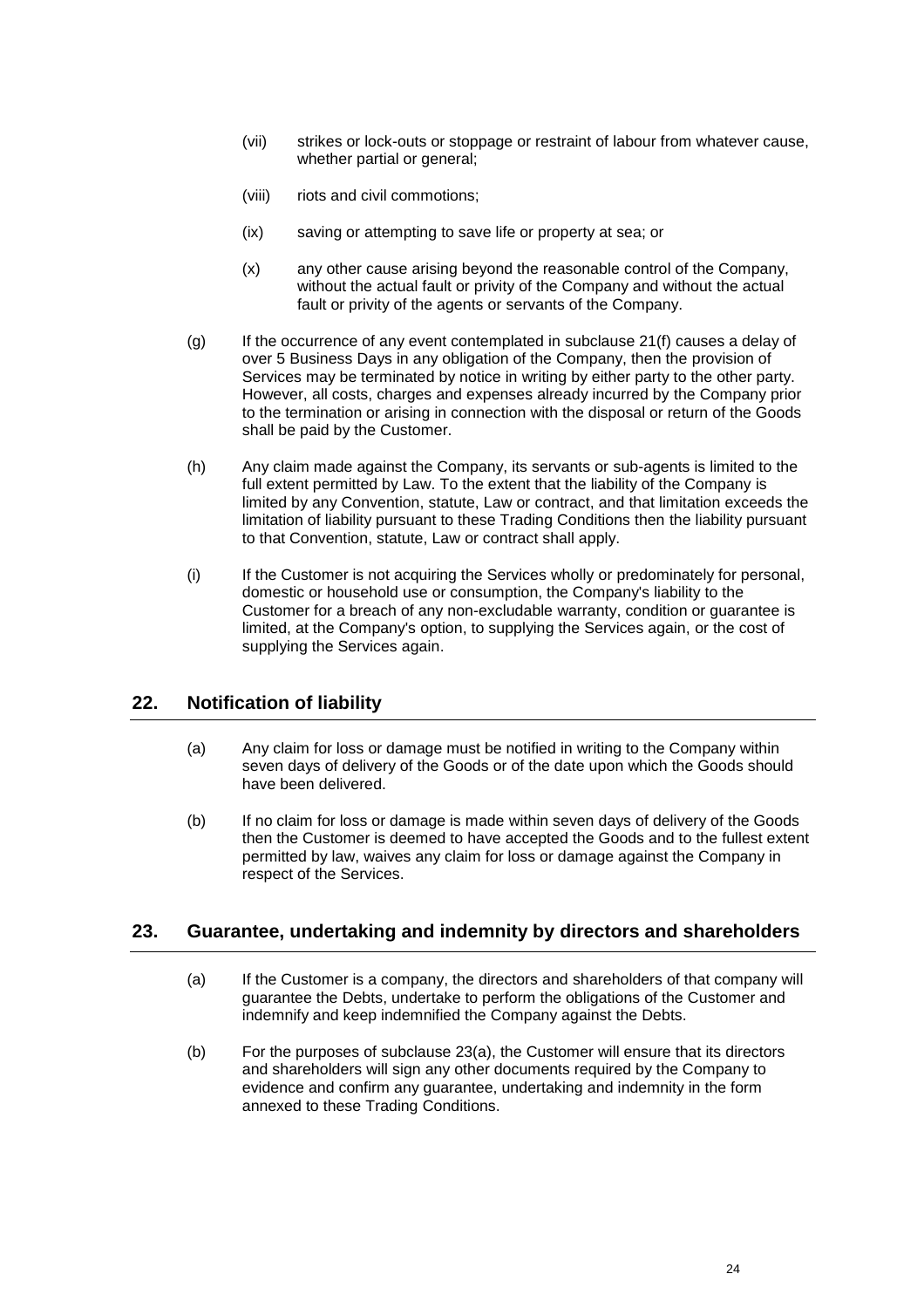(vii) strikes or lock-outs or stoppage or restraint of labour from whatever cause, whether partial or general;

(viii) riots and civil commotions;

(ix) saving or attempting to save life or property at sea; or

(x) any other cause arising beyond the reasonable control of the Company, without the actual fault or privity of the Company and without the actual fault or privity of the agents or servants of the Company.

(g) If the occurrence of any event contemplated in subclause 21(f) causes a delay of over 5 Business Days in any obligation of the Company, then the provision of Services may be terminated by notice in writing by either party to the other party. However, all costs, charges and expenses already incurred by the Company prior to the termination or arising in connection with the disposal or return of the Goods shall be paid by the Customer.

(h) Any claim made against the Company, its servants or sub-agents is limited to the full extent permitted by Law. To the extent that the liability of the Company is limited by any Convention, statute, Law or contract, and that limitation exceeds the limitation of liability pursuant to these Trading Conditions then the liability pursuant to that Convention, statute, Law or contract shall apply.

(i) If the Customer is not acquiring the Services wholly or predominately for personal, domestic or household use or consumption, the Company's liability to the Customer for a breach of any non-excludable warranty, condition or guarantee is limited, at the Company's option, to supplying the Services again, or the cost of supplying the Services again.

## 22. Notification of liability

(a) Any claim for loss or damage must be notified in writing to the Company within seven days of delivery of the Goods or of the date upon which the Goods should have been delivered.

(b) If no claim for loss or damage is made within seven days of delivery of the Goods then the Customer is deemed to have accepted the Goods and to the fullest extent permitted by law, waives any claim for loss or damage against the Company in respect of the Services.

## 23. Guarantee, undertaking and indemnity by directors and shareholders

(a) If the Customer is a company, the directors and shareholders of that company will guarantee the Debts, undertake to perform the obligations of the Customer and indemnify and keep indemnified the Company against the Debts.

(b) For the purposes of subclause 23(a), the Customer will ensure that its directors and shareholders will sign any other documents required by the Company to evidence and confirm any guarantee, undertaking and indemnity in the form annexed to these Trading Conditions.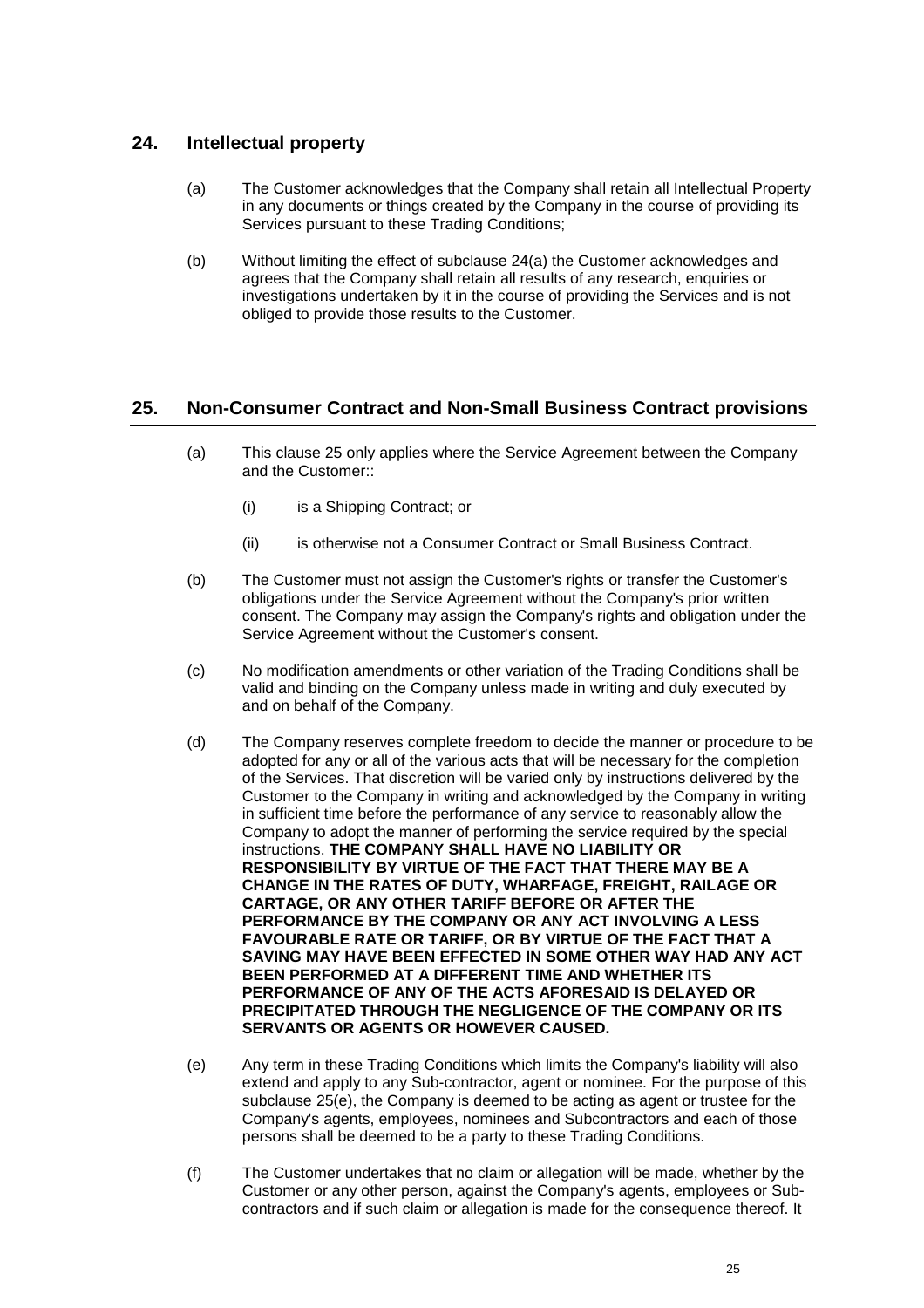## 24. Intellectual property

(a) The Customer acknowledges that the Company shall retain all Intellectual Property in any documents or things created by the Company in the course of providing its Services pursuant to these Trading Conditions;

(b) Without limiting the effect of subclause 24(a) the Customer acknowledges and agrees that the Company shall retain all results of any research, enquiries or investigations undertaken by it in the course of providing the Services and is not obliged to provide those results to the Customer.

## 25. Non-Consumer Contract and Non-Small Business Contract provisions

(a) This clause 25 only applies where the Service Agreement between the Company and the Customer::

(i) is a Shipping Contract; or

(ii) is otherwise not a Consumer Contract or Small Business Contract.

(b) The Customer must not assign the Customer's rights or transfer the Customer's obligations under the Service Agreement without the Company's prior written consent. The Company may assign the Company's rights and obligation under the Service Agreement without the Customer's consent.

(c) No modification amendments or other variation of the Trading Conditions shall be valid and binding on the Company unless made in writing and duly executed by and on behalf of the Company.

(d) The Company reserves complete freedom to decide the manner or procedure to be adopted for any or all of the various acts that will be necessary for the completion of the Services. That discretion will be varied only by instructions delivered by the Customer to the Company in writing and acknowledged by the Company in writing in sufficient time before the performance of any service to reasonably allow the Company to adopt the manner of performing the service required by the special instructions. **THE COMPANY SHALL HAVE NO LIABILITY OR RESPONSIBILITY BY VIRTUE OF THE FACT THAT THERE MAY BE A CHANGE IN THE RATES OF DUTY, WHARFAGE, FREIGHT, RAILAGE OR CARTAGE, OR ANY OTHER TARIFF BEFORE OR AFTER THE PERFORMANCE BY THE COMPANY OR ANY ACT INVOLVING A LESS FAVOURABLE RATE OR TARIFF, OR BY VIRTUE OF THE FACT THAT A SAVING MAY HAVE BEEN EFFECTED IN SOME OTHER WAY HAD ANY ACT BEEN PERFORMED AT A DIFFERENT TIME AND WHETHER ITS PERFORMANCE OF ANY OF THE ACTS AFORESAID IS DELAYED OR PRECIPITATED THROUGH THE NEGLIGENCE OF THE COMPANY OR ITS SERVANTS OR AGENTS OR HOWEVER CAUSED.**

(e) Any term in these Trading Conditions which limits the Company's liability will also extend and apply to any Sub-contractor, agent or nominee. For the purpose of this subclause 25(e), the Company is deemed to be acting as agent or trustee for the Company's agents, employees, nominees and Subcontractors and each of those persons shall be deemed to be a party to these Trading Conditions.

(f) The Customer undertakes that no claim or allegation will be made, whether by the Customer or any other person, against the Company's agents, employees or Sub-contractors and if such claim or allegation is made for the consequence thereof. It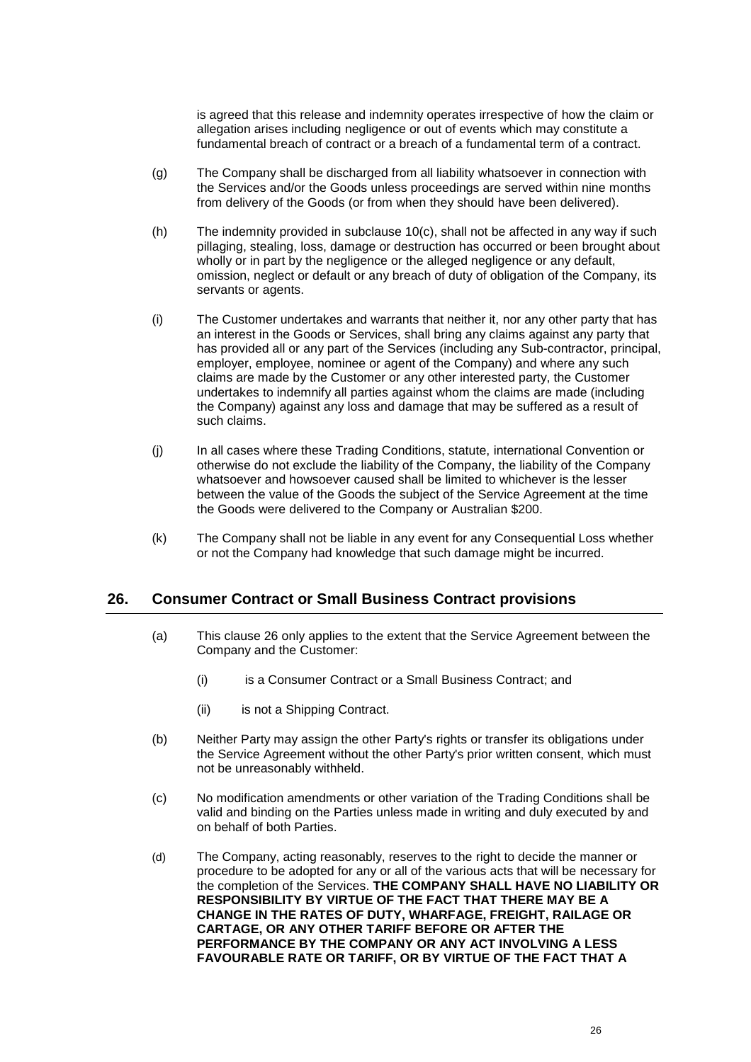is agreed that this release and indemnity operates irrespective of how the claim or allegation arises including negligence or out of events which may constitute a fundamental breach of contract or a breach of a fundamental term of a contract.

(g) The Company shall be discharged from all liability whatsoever in connection with the Services and/or the Goods unless proceedings are served within nine months from delivery of the Goods (or from when they should have been delivered).

(h) The indemnity provided in subclause 10(c), shall not be affected in any way if such pillaging, stealing, loss, damage or destruction has occurred or been brought about wholly or in part by the negligence or the alleged negligence or any default, omission, neglect or default or any breach of duty of obligation of the Company, its servants or agents.

(i) The Customer undertakes and warrants that neither it, nor any other party that has an interest in the Goods or Services, shall bring any claims against any party that has provided all or any part of the Services (including any Sub-contractor, principal, employer, employee, nominee or agent of the Company) and where any such claims are made by the Customer or any other interested party, the Customer undertakes to indemnify all parties against whom the claims are made (including the Company) against any loss and damage that may be suffered as a result of such claims.

(j) In all cases where these Trading Conditions, statute, international Convention or otherwise do not exclude the liability of the Company, the liability of the Company whatsoever and howsoever caused shall be limited to whichever is the lesser between the value of the Goods the subject of the Service Agreement at the time the Goods were delivered to the Company or Australian $200.

(k) The Company shall not be liable in any event for any Consequential Loss whether or not the Company had knowledge that such damage might be incurred.

## 26. Consumer Contract or Small Business Contract provisions

(a) This clause 26 only applies to the extent that the Service Agreement between the Company and the Customer:

   (i) is a Consumer Contract or a Small Business Contract; and

   (ii) is not a Shipping Contract.

(b) Neither Party may assign the other Party's rights or transfer its obligations under the Service Agreement without the other Party's prior written consent, which must not be unreasonably withheld.

(c) No modification amendments or other variation of the Trading Conditions shall be valid and binding on the Parties unless made in writing and duly executed by and on behalf of both Parties.

(d) The Company, acting reasonably, reserves to the right to decide the manner or procedure to be adopted for any or all of the various acts that will be necessary for the completion of the Services. **THE COMPANY SHALL HAVE NO LIABILITY OR RESPONSIBILITY BY VIRTUE OF THE FACT THAT THERE MAY BE A CHANGE IN THE RATES OF DUTY, WHARFAGE, FREIGHT, RAILAGE OR CARTAGE, OR ANY OTHER TARIFF BEFORE OR AFTER THE PERFORMANCE BY THE COMPANY OR ANY ACT INVOLVING A LESS FAVOURABLE RATE OR TARIFF, OR BY VIRTUE OF THE FACT THAT A**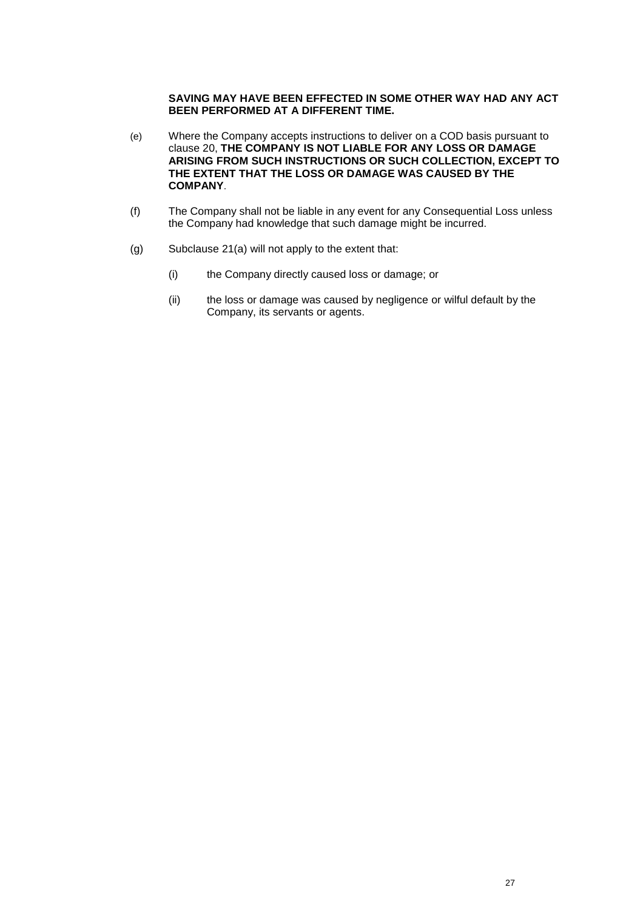**SAVING MAY HAVE BEEN EFFECTED IN SOME OTHER WAY HAD ANY ACT BEEN PERFORMED AT A DIFFERENT TIME.**

(e) Where the Company accepts instructions to deliver on a COD basis pursuant to clause 20, **THE COMPANY IS NOT LIABLE FOR ANY LOSS OR DAMAGE ARISING FROM SUCH INSTRUCTIONS OR SUCH COLLECTION, EXCEPT TO THE EXTENT THAT THE LOSS OR DAMAGE WAS CAUSED BY THE COMPANY**.

(f) The Company shall not be liable in any event for any Consequential Loss unless the Company had knowledge that such damage might be incurred.

(g) Subclause 21(a) will not apply to the extent that:

  (i) the Company directly caused loss or damage; or

  (ii) the loss or damage was caused by negligence or wilful default by the Company, its servants or agents.